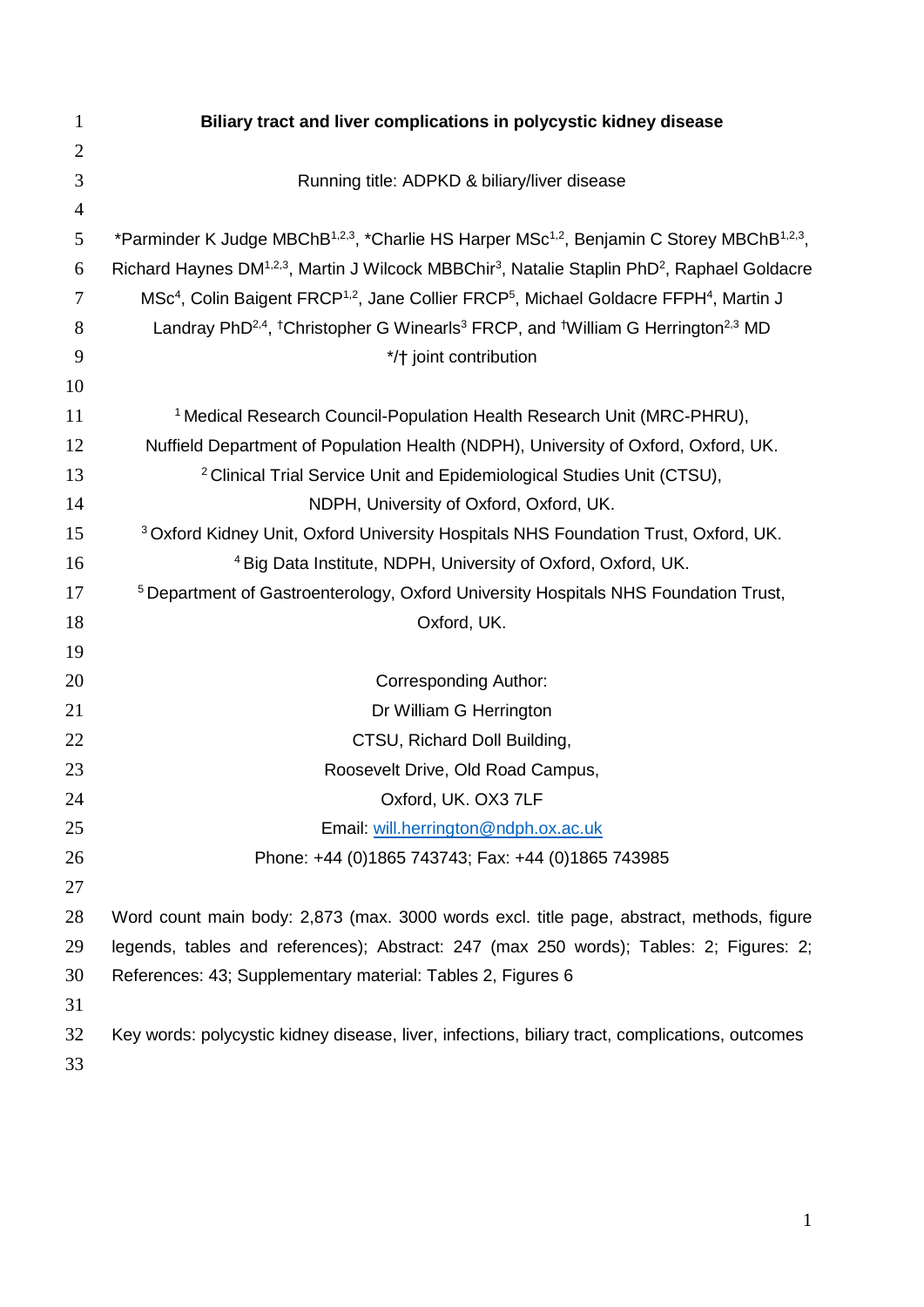# Biliary tract and liver complications in polycystic kidney disease

Running title: ADPKD & biliary/liver disease

*Parminder K Judge MBChB[1,2,3], *Charlie HS Harper MSc[1,2], Benjamin C Storey MBChB[1,2,3], Richard Haynes DM[1,2,3], Martin J Wilcock MBBChir[3], Natalie Staplin PhD[2], Raphael Goldacre MSc[4], Colin Baigent FRCP[1,2], Jane Collier FRCP[5], Michael Goldacre FFPH[4], Martin J Landray PhD[2,4], †Christopher G Winearls[3] FRCP, and †William G Herrington[2,3] MD

*/† joint contribution

[1] Medical Research Council-Population Health Research Unit (MRC-PHRU), Nuffield Department of Population Health (NDPH), University of Oxford, Oxford, UK.

[2] Clinical Trial Service Unit and Epidemiological Studies Unit (CTSU), NDPH, University of Oxford, Oxford, UK.

[3] Oxford Kidney Unit, Oxford University Hospitals NHS Foundation Trust, Oxford, UK.

[4] Big Data Institute, NDPH, University of Oxford, Oxford, UK.

[5] Department of Gastroenterology, Oxford University Hospitals NHS Foundation Trust, Oxford, UK.

Corresponding Author:
Dr William G Herrington
CTSU, Richard Doll Building,
Roosevelt Drive, Old Road Campus,
Oxford, UK. OX3 7LF
Email: will.herrington@ndph.ox.ac.uk
Phone: +44 (0)1865 743743; Fax: +44 (0)1865 743985

Word count main body: 2,873 (max. 3000 words excl. title page, abstract, methods, figure legends, tables and references); Abstract: 247 (max 250 words); Tables: 2; Figures: 2; References: 43; Supplementary material: Tables 2, Figures 6

Key words: polycystic kidney disease, liver, infections, biliary tract, complications, outcomes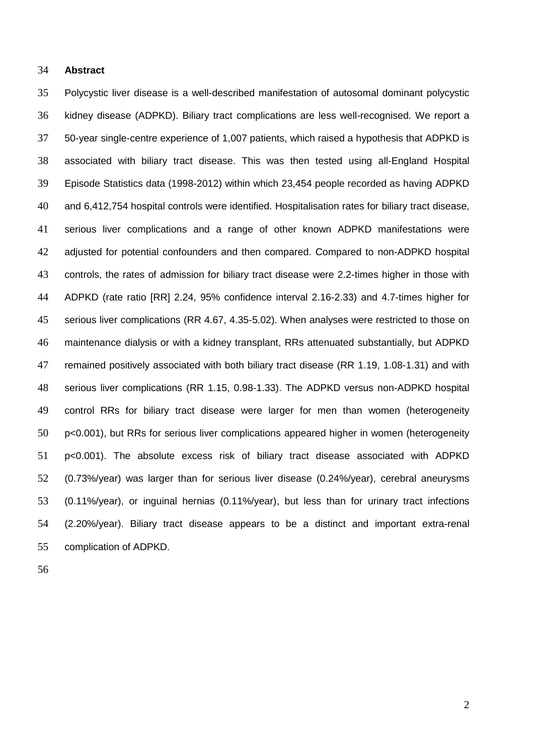## Abstract

Polycystic liver disease is a well-described manifestation of autosomal dominant polycystic kidney disease (ADPKD). Biliary tract complications are less well-recognised. We report a 50-year single-centre experience of 1,007 patients, which raised a hypothesis that ADPKD is associated with biliary tract disease. This was then tested using all-England Hospital Episode Statistics data (1998-2012) within which 23,454 people recorded as having ADPKD and 6,412,754 hospital controls were identified. Hospitalisation rates for biliary tract disease, serious liver complications and a range of other known ADPKD manifestations were adjusted for potential confounders and then compared. Compared to non-ADPKD hospital controls, the rates of admission for biliary tract disease were 2.2-times higher in those with ADPKD (rate ratio [RR] 2.24, 95% confidence interval 2.16-2.33) and 4.7-times higher for serious liver complications (RR 4.67, 4.35-5.02). When analyses were restricted to those on maintenance dialysis or with a kidney transplant, RRs attenuated substantially, but ADPKD remained positively associated with both biliary tract disease (RR 1.19, 1.08-1.31) and with serious liver complications (RR 1.15, 0.98-1.33). The ADPKD versus non-ADPKD hospital control RRs for biliary tract disease were larger for men than women (heterogeneity $p<0.001$), but RRs for serious liver complications appeared higher in women (heterogeneity $p<0.001$). The absolute excess risk of biliary tract disease associated with ADPKD (0.73%/year) was larger than for serious liver disease (0.24%/year), cerebral aneurysms (0.11%/year), or inguinal hernias (0.11%/year), but less than for urinary tract infections (2.20%/year). Biliary tract disease appears to be a distinct and important extra-renal complication of ADPKD.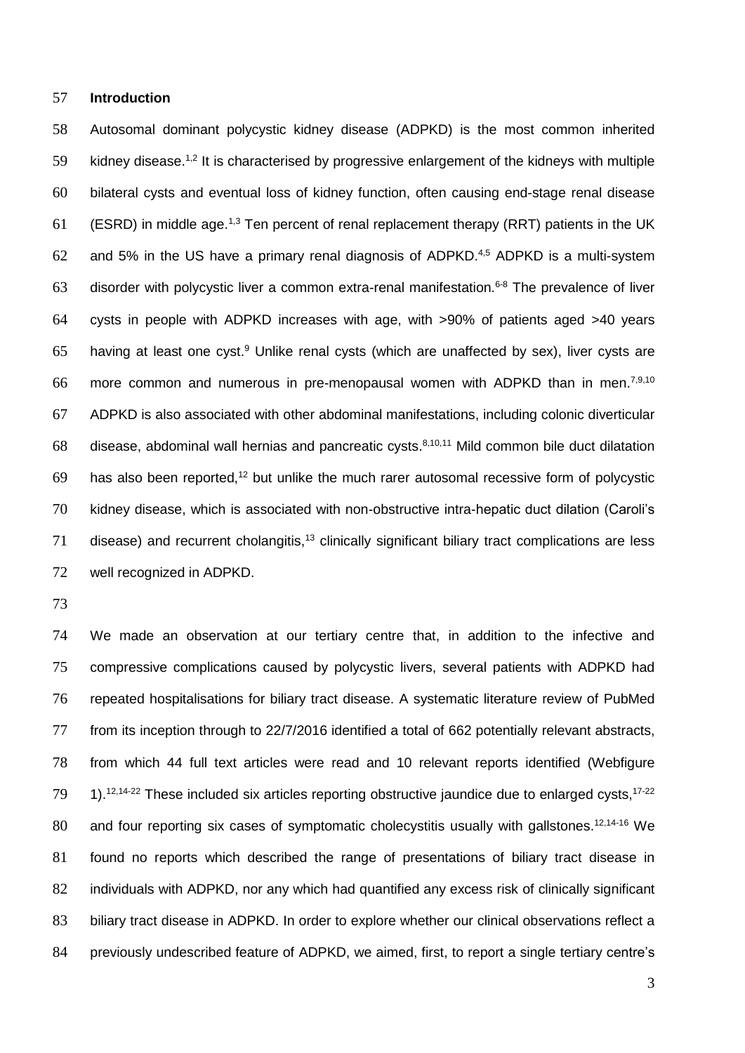## Introduction

Autosomal dominant polycystic kidney disease (ADPKD) is the most common inherited kidney disease.[1,2] It is characterised by progressive enlargement of the kidneys with multiple bilateral cysts and eventual loss of kidney function, often causing end-stage renal disease (ESRD) in middle age.[1,3] Ten percent of renal replacement therapy (RRT) patients in the UK and 5% in the US have a primary renal diagnosis of ADPKD.[4,5] ADPKD is a multi-system disorder with polycystic liver a common extra-renal manifestation.[6-8] The prevalence of liver cysts in people with ADPKD increases with age, with >90% of patients aged >40 years having at least one cyst.[9] Unlike renal cysts (which are unaffected by sex), liver cysts are more common and numerous in pre-menopausal women with ADPKD than in men.[7,9,10] ADPKD is also associated with other abdominal manifestations, including colonic diverticular disease, abdominal wall hernias and pancreatic cysts.[8,10,11] Mild common bile duct dilatation has also been reported,[12] but unlike the much rarer autosomal recessive form of polycystic kidney disease, which is associated with non-obstructive intra-hepatic duct dilation (Caroli's disease) and recurrent cholangitis,[13] clinically significant biliary tract complications are less well recognized in ADPKD.

We made an observation at our tertiary centre that, in addition to the infective and compressive complications caused by polycystic livers, several patients with ADPKD had repeated hospitalisations for biliary tract disease. A systematic literature review of PubMed from its inception through to 22/7/2016 identified a total of 662 potentially relevant abstracts, from which 44 full text articles were read and 10 relevant reports identified (Webfigure 1).[12,14-22] These included six articles reporting obstructive jaundice due to enlarged cysts,[17-22] and four reporting six cases of symptomatic cholecystitis usually with gallstones.[12,14-16] We found no reports which described the range of presentations of biliary tract disease in individuals with ADPKD, nor any which had quantified any excess risk of clinically significant biliary tract disease in ADPKD. In order to explore whether our clinical observations reflect a previously undescribed feature of ADPKD, we aimed, first, to report a single tertiary centre's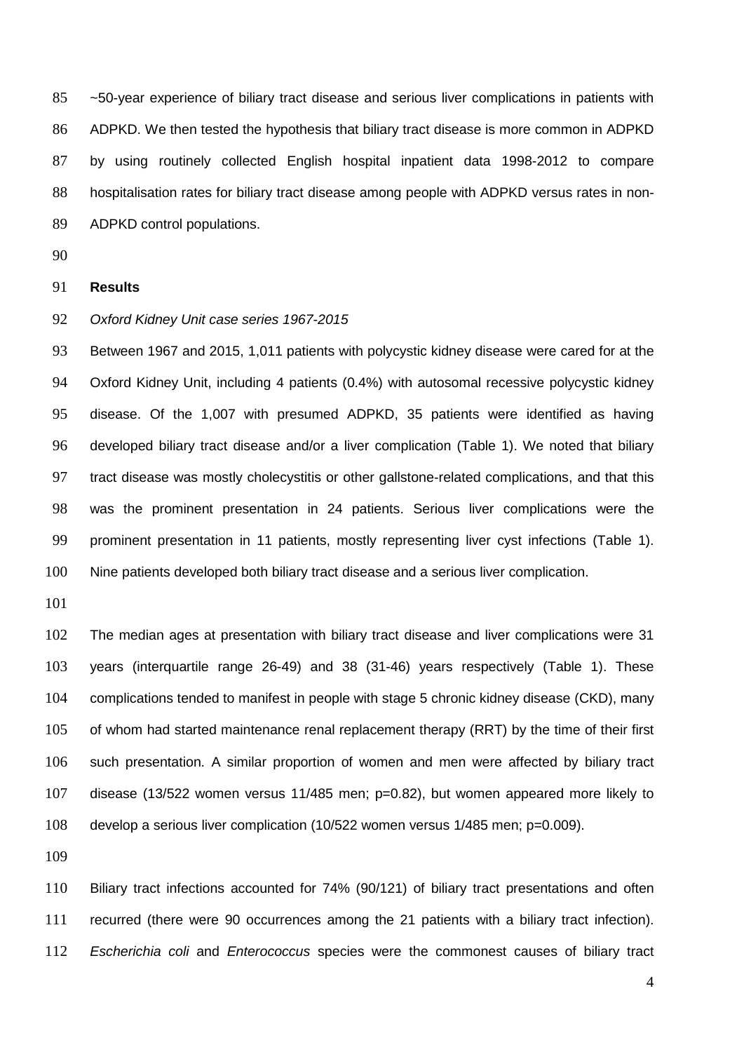~50-year experience of biliary tract disease and serious liver complications in patients with ADPKD. We then tested the hypothesis that biliary tract disease is more common in ADPKD by using routinely collected English hospital inpatient data 1998-2012 to compare hospitalisation rates for biliary tract disease among people with ADPKD versus rates in non-ADPKD control populations.

**Results**

*Oxford Kidney Unit case series 1967-2015*

Between 1967 and 2015, 1,011 patients with polycystic kidney disease were cared for at the Oxford Kidney Unit, including 4 patients (0.4%) with autosomal recessive polycystic kidney disease. Of the 1,007 with presumed ADPKD, 35 patients were identified as having developed biliary tract disease and/or a liver complication (Table 1). We noted that biliary tract disease was mostly cholecystitis or other gallstone-related complications, and that this was the prominent presentation in 24 patients. Serious liver complications were the prominent presentation in 11 patients, mostly representing liver cyst infections (Table 1). Nine patients developed both biliary tract disease and a serious liver complication.

The median ages at presentation with biliary tract disease and liver complications were 31 years (interquartile range 26-49) and 38 (31-46) years respectively (Table 1). These complications tended to manifest in people with stage 5 chronic kidney disease (CKD), many of whom had started maintenance renal replacement therapy (RRT) by the time of their first such presentation. A similar proportion of women and men were affected by biliary tract disease (13/522 women versus 11/485 men; $p=0.82$), but women appeared more likely to develop a serious liver complication (10/522 women versus 1/485 men; $p=0.009$).

Biliary tract infections accounted for 74% (90/121) of biliary tract presentations and often recurred (there were 90 occurrences among the 21 patients with a biliary tract infection). *Escherichia coli* and *Enterococcus* species were the commonest causes of biliary tract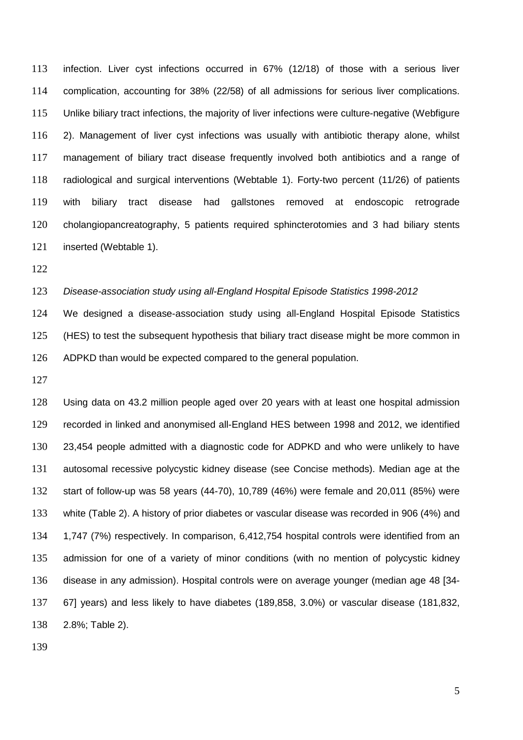infection. Liver cyst infections occurred in 67% (12/18) of those with a serious liver complication, accounting for 38% (22/58) of all admissions for serious liver complications. Unlike biliary tract infections, the majority of liver infections were culture-negative (Webfigure 2). Management of liver cyst infections was usually with antibiotic therapy alone, whilst management of biliary tract disease frequently involved both antibiotics and a range of radiological and surgical interventions (Webtable 1). Forty-two percent (11/26) of patients with biliary tract disease had gallstones removed at endoscopic retrograde cholangiopancreatography, 5 patients required sphincterotomies and 3 had biliary stents inserted (Webtable 1).

*Disease-association study using all-England Hospital Episode Statistics 1998-2012*

We designed a disease-association study using all-England Hospital Episode Statistics (HES) to test the subsequent hypothesis that biliary tract disease might be more common in ADPKD than would be expected compared to the general population.

Using data on 43.2 million people aged over 20 years with at least one hospital admission recorded in linked and anonymised all-England HES between 1998 and 2012, we identified 23,454 people admitted with a diagnostic code for ADPKD and who were unlikely to have autosomal recessive polycystic kidney disease (see Concise methods). Median age at the start of follow-up was 58 years (44-70), 10,789 (46%) were female and 20,011 (85%) were white (Table 2). A history of prior diabetes or vascular disease was recorded in 906 (4%) and 1,747 (7%) respectively. In comparison, 6,412,754 hospital controls were identified from an admission for one of a variety of minor conditions (with no mention of polycystic kidney disease in any admission). Hospital controls were on average younger (median age 48 [34-67] years) and less likely to have diabetes (189,858, 3.0%) or vascular disease (181,832, 2.8%; Table 2).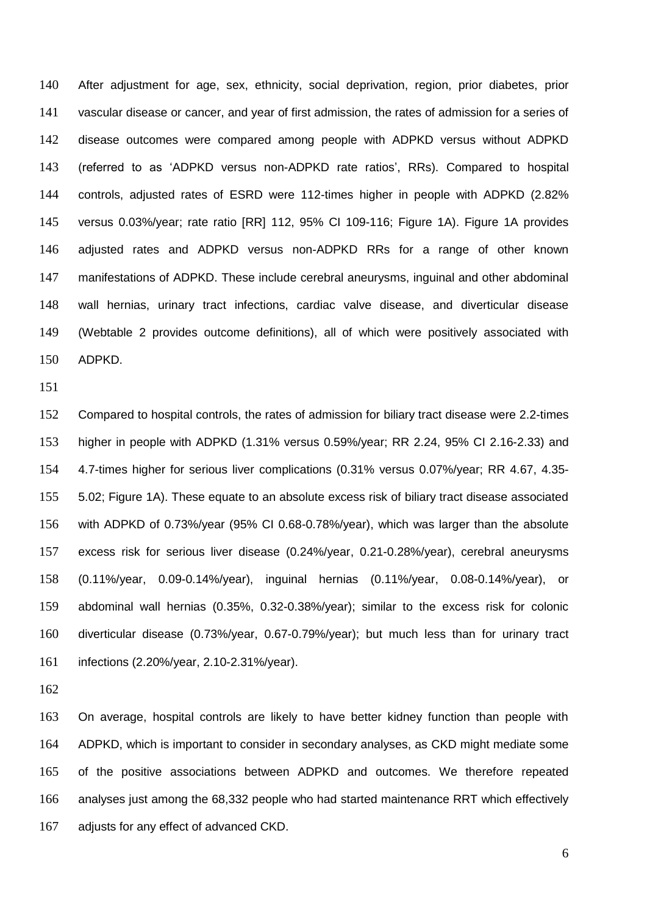After adjustment for age, sex, ethnicity, social deprivation, region, prior diabetes, prior vascular disease or cancer, and year of first admission, the rates of admission for a series of disease outcomes were compared among people with ADPKD versus without ADPKD (referred to as 'ADPKD versus non-ADPKD rate ratios', RRs). Compared to hospital controls, adjusted rates of ESRD were 112-times higher in people with ADPKD (2.82% versus 0.03%/year; rate ratio [RR] 112, 95% CI 109-116; Figure 1A). Figure 1A provides adjusted rates and ADPKD versus non-ADPKD RRs for a range of other known manifestations of ADPKD. These include cerebral aneurysms, inguinal and other abdominal wall hernias, urinary tract infections, cardiac valve disease, and diverticular disease (Webtable 2 provides outcome definitions), all of which were positively associated with ADPKD.

Compared to hospital controls, the rates of admission for biliary tract disease were 2.2-times higher in people with ADPKD (1.31% versus 0.59%/year; RR 2.24, 95% CI 2.16-2.33) and 4.7-times higher for serious liver complications (0.31% versus 0.07%/year; RR 4.67, 4.35-5.02; Figure 1A). These equate to an absolute excess risk of biliary tract disease associated with ADPKD of 0.73%/year (95% CI 0.68-0.78%/year), which was larger than the absolute excess risk for serious liver disease (0.24%/year, 0.21-0.28%/year), cerebral aneurysms (0.11%/year, 0.09-0.14%/year), inguinal hernias (0.11%/year, 0.08-0.14%/year), or abdominal wall hernias (0.35%, 0.32-0.38%/year); similar to the excess risk for colonic diverticular disease (0.73%/year, 0.67-0.79%/year); but much less than for urinary tract infections (2.20%/year, 2.10-2.31%/year).

On average, hospital controls are likely to have better kidney function than people with ADPKD, which is important to consider in secondary analyses, as CKD might mediate some of the positive associations between ADPKD and outcomes. We therefore repeated analyses just among the 68,332 people who had started maintenance RRT which effectively adjusts for any effect of advanced CKD.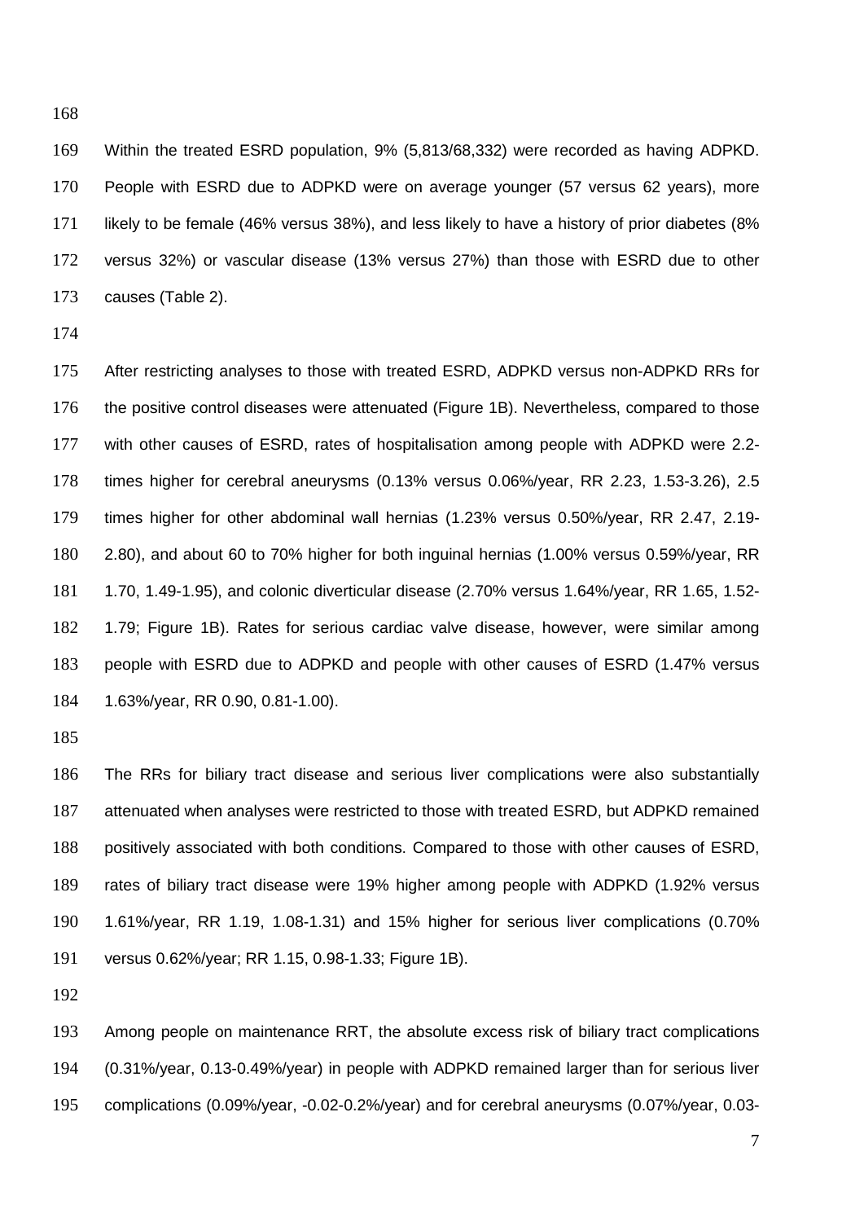Within the treated ESRD population, 9% (5,813/68,332) were recorded as having ADPKD. People with ESRD due to ADPKD were on average younger (57 versus 62 years), more likely to be female (46% versus 38%), and less likely to have a history of prior diabetes (8% versus 32%) or vascular disease (13% versus 27%) than those with ESRD due to other causes (Table 2).

After restricting analyses to those with treated ESRD, ADPKD versus non-ADPKD RRs for the positive control diseases were attenuated (Figure 1B). Nevertheless, compared to those with other causes of ESRD, rates of hospitalisation among people with ADPKD were 2.2-times higher for cerebral aneurysms (0.13% versus 0.06%/year, RR 2.23, 1.53-3.26), 2.5 times higher for other abdominal wall hernias (1.23% versus 0.50%/year, RR 2.47, 2.19-2.80), and about 60 to 70% higher for both inguinal hernias (1.00% versus 0.59%/year, RR 1.70, 1.49-1.95), and colonic diverticular disease (2.70% versus 1.64%/year, RR 1.65, 1.52-1.79; Figure 1B). Rates for serious cardiac valve disease, however, were similar among people with ESRD due to ADPKD and people with other causes of ESRD (1.47% versus 1.63%/year, RR 0.90, 0.81-1.00).

The RRs for biliary tract disease and serious liver complications were also substantially attenuated when analyses were restricted to those with treated ESRD, but ADPKD remained positively associated with both conditions. Compared to those with other causes of ESRD, rates of biliary tract disease were 19% higher among people with ADPKD (1.92% versus 1.61%/year, RR 1.19, 1.08-1.31) and 15% higher for serious liver complications (0.70% versus 0.62%/year; RR 1.15, 0.98-1.33; Figure 1B).

Among people on maintenance RRT, the absolute excess risk of biliary tract complications (0.31%/year, 0.13-0.49%/year) in people with ADPKD remained larger than for serious liver complications (0.09%/year, -0.02-0.2%/year) and for cerebral aneurysms (0.07%/year, 0.03-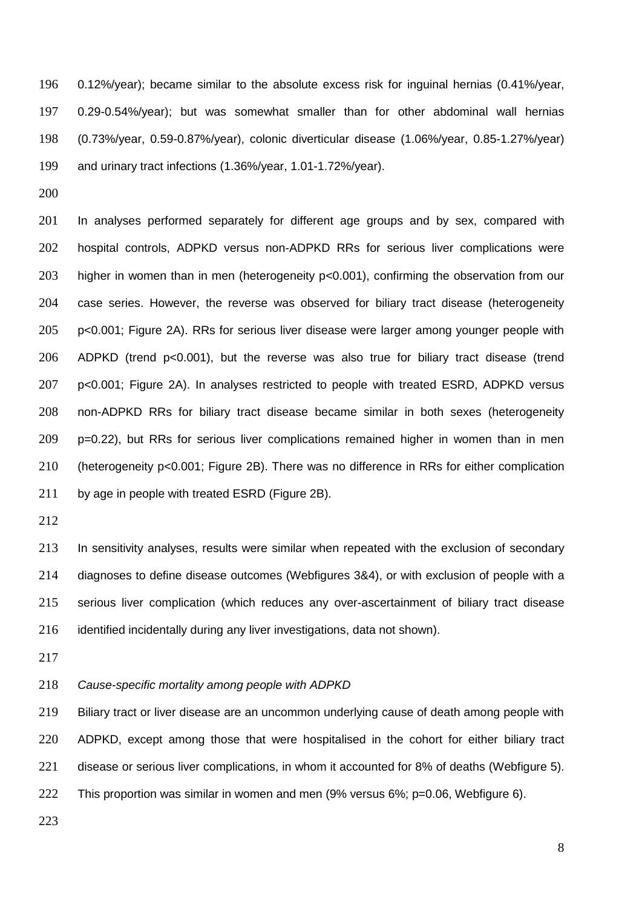0.12%/year); became similar to the absolute excess risk for inguinal hernias (0.41%/year, 0.29-0.54%/year); but was somewhat smaller than for other abdominal wall hernias (0.73%/year, 0.59-0.87%/year), colonic diverticular disease (1.06%/year, 0.85-1.27%/year) and urinary tract infections (1.36%/year, 1.01-1.72%/year).

In analyses performed separately for different age groups and by sex, compared with hospital controls, ADPKD versus non-ADPKD RRs for serious liver complications were higher in women than in men (heterogeneity $p<0.001$), confirming the observation from our case series. However, the reverse was observed for biliary tract disease (heterogeneity $p<0.001$; Figure 2A). RRs for serious liver disease were larger among younger people with ADPKD (trend $p<0.001$), but the reverse was also true for biliary tract disease (trend $p<0.001$; Figure 2A). In analyses restricted to people with treated ESRD, ADPKD versus non-ADPKD RRs for biliary tract disease became similar in both sexes (heterogeneity $p=0.22$), but RRs for serious liver complications remained higher in women than in men (heterogeneity $p<0.001$; Figure 2B). There was no difference in RRs for either complication by age in people with treated ESRD (Figure 2B).

In sensitivity analyses, results were similar when repeated with the exclusion of secondary diagnoses to define disease outcomes (Webfigures 3&4), or with exclusion of people with a serious liver complication (which reduces any over-ascertainment of biliary tract disease identified incidentally during any liver investigations, data not shown).

*Cause-specific mortality among people with ADPKD*

Biliary tract or liver disease are an uncommon underlying cause of death among people with ADPKD, except among those that were hospitalised in the cohort for either biliary tract disease or serious liver complications, in whom it accounted for 8% of deaths (Webfigure 5). This proportion was similar in women and men (9% versus 6%; $p=0.06$, Webfigure 6).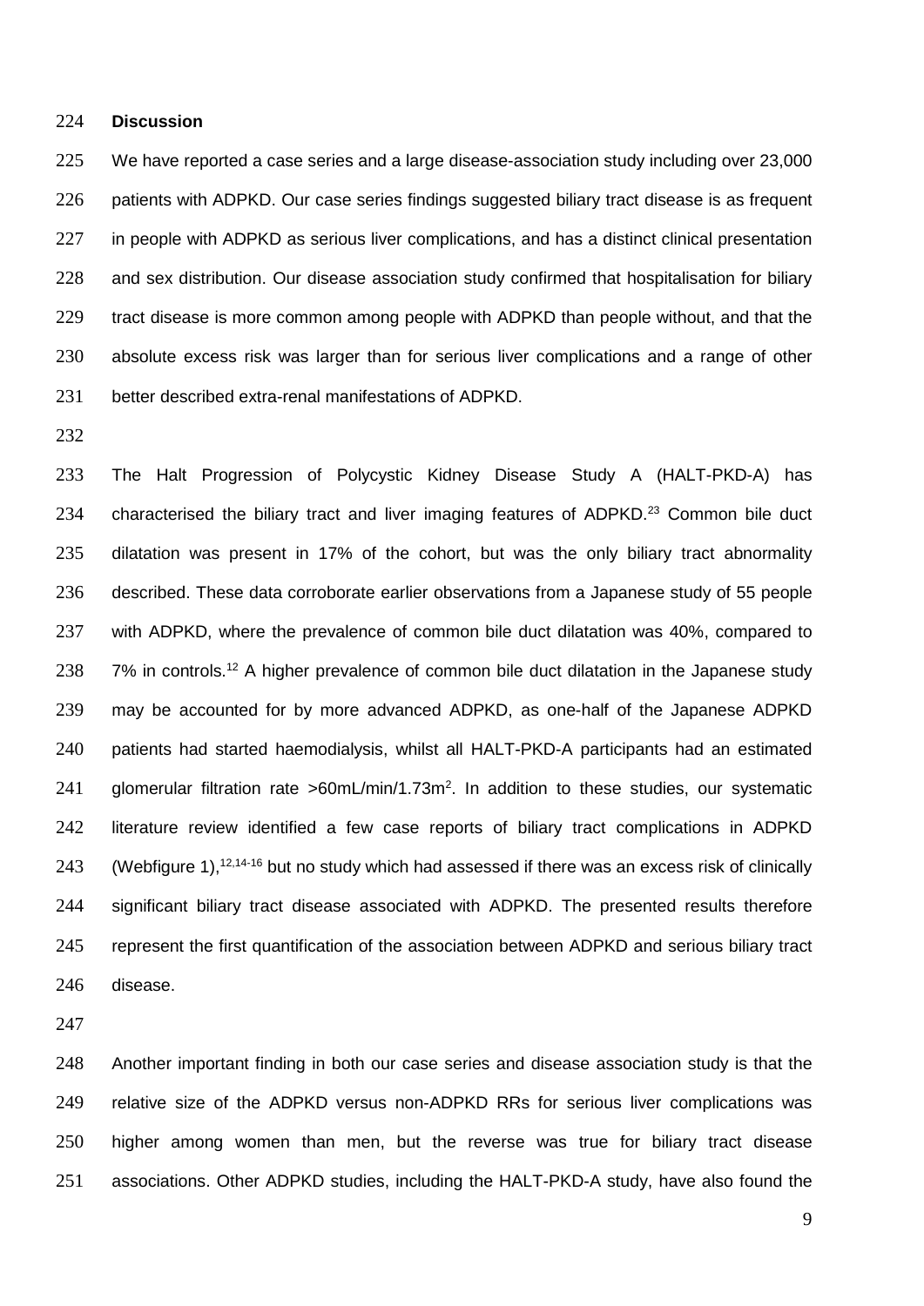## Discussion

We have reported a case series and a large disease-association study including over 23,000 patients with ADPKD. Our case series findings suggested biliary tract disease is as frequent in people with ADPKD as serious liver complications, and has a distinct clinical presentation and sex distribution. Our disease association study confirmed that hospitalisation for biliary tract disease is more common among people with ADPKD than people without, and that the absolute excess risk was larger than for serious liver complications and a range of other better described extra-renal manifestations of ADPKD.

The Halt Progression of Polycystic Kidney Disease Study A (HALT-PKD-A) has characterised the biliary tract and liver imaging features of ADPKD.[23] Common bile duct dilatation was present in 17% of the cohort, but was the only biliary tract abnormality described. These data corroborate earlier observations from a Japanese study of 55 people with ADPKD, where the prevalence of common bile duct dilatation was 40%, compared to 7% in controls.[12] A higher prevalence of common bile duct dilatation in the Japanese study may be accounted for by more advanced ADPKD, as one-half of the Japanese ADPKD patients had started haemodialysis, whilst all HALT-PKD-A participants had an estimated glomerular filtration rate >60mL/min/1.73m$^2$. In addition to these studies, our systematic literature review identified a few case reports of biliary tract complications in ADPKD (Webfigure 1),[12,14-16] but no study which had assessed if there was an excess risk of clinically significant biliary tract disease associated with ADPKD. The presented results therefore represent the first quantification of the association between ADPKD and serious biliary tract disease.

Another important finding in both our case series and disease association study is that the relative size of the ADPKD versus non-ADPKD RRs for serious liver complications was higher among women than men, but the reverse was true for biliary tract disease associations. Other ADPKD studies, including the HALT-PKD-A study, have also found the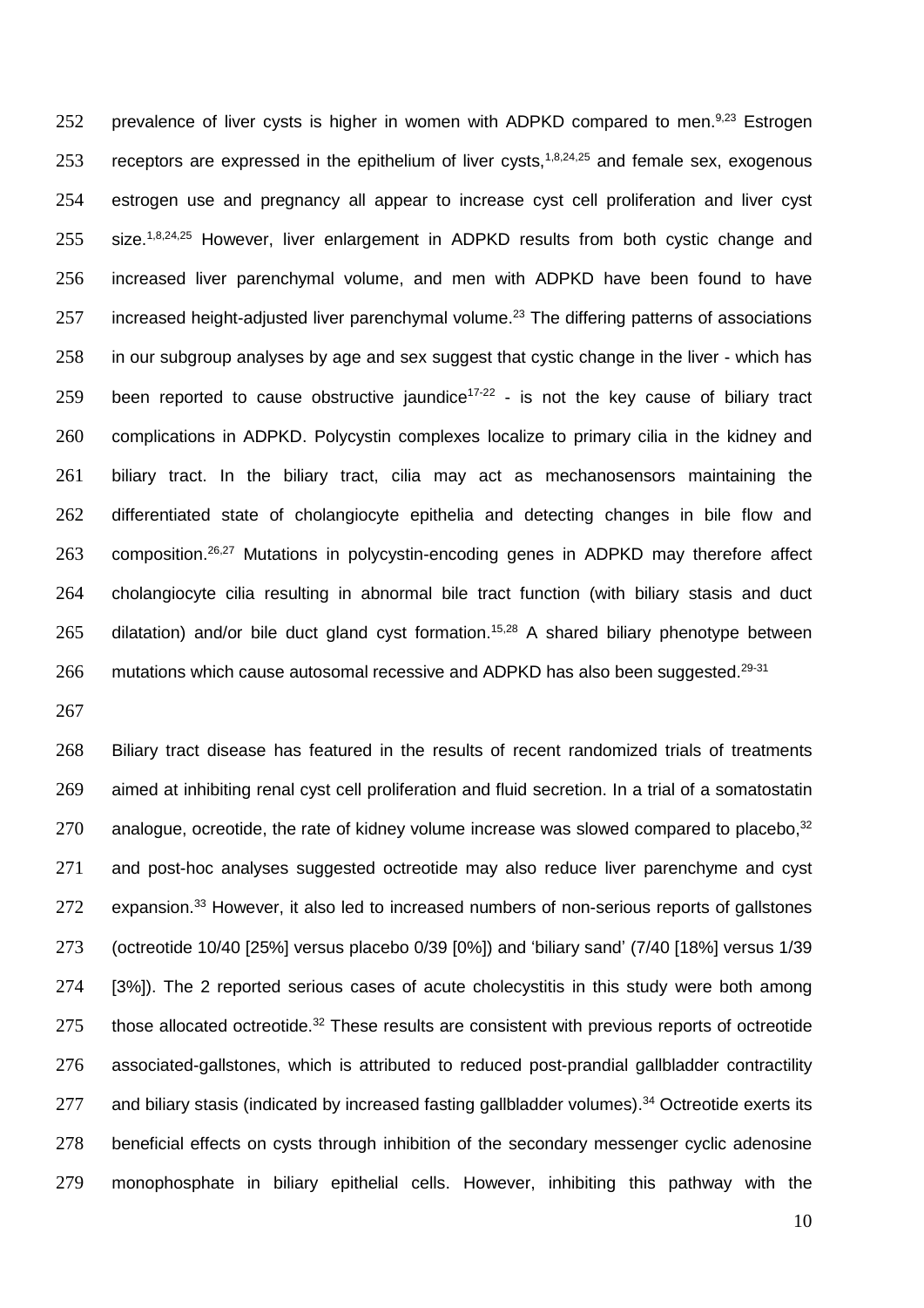prevalence of liver cysts is higher in women with ADPKD compared to men.[9,23] Estrogen receptors are expressed in the epithelium of liver cysts,[1,8,24,25] and female sex, exogenous estrogen use and pregnancy all appear to increase cyst cell proliferation and liver cyst size.[1,8,24,25] However, liver enlargement in ADPKD results from both cystic change and increased liver parenchymal volume, and men with ADPKD have been found to have increased height-adjusted liver parenchymal volume.[23] The differing patterns of associations in our subgroup analyses by age and sex suggest that cystic change in the liver - which has been reported to cause obstructive jaundice[17-22] - is not the key cause of biliary tract complications in ADPKD. Polycystin complexes localize to primary cilia in the kidney and biliary tract. In the biliary tract, cilia may act as mechanosensors maintaining the differentiated state of cholangiocyte epithelia and detecting changes in bile flow and composition.[26,27] Mutations in polycystin-encoding genes in ADPKD may therefore affect cholangiocyte cilia resulting in abnormal bile tract function (with biliary stasis and duct dilatation) and/or bile duct gland cyst formation.[15,28] A shared biliary phenotype between mutations which cause autosomal recessive and ADPKD has also been suggested.[29-31]

Biliary tract disease has featured in the results of recent randomized trials of treatments aimed at inhibiting renal cyst cell proliferation and fluid secretion. In a trial of a somatostatin analogue, ocreotide, the rate of kidney volume increase was slowed compared to placebo,[32] and post-hoc analyses suggested octreotide may also reduce liver parenchyme and cyst expansion.[33] However, it also led to increased numbers of non-serious reports of gallstones (octreotide 10/40 [25%] versus placebo 0/39 [0%]) and 'biliary sand' (7/40 [18%] versus 1/39 [3%]). The 2 reported serious cases of acute cholecystitis in this study were both among those allocated octreotide.[32] These results are consistent with previous reports of octreotide associated-gallstones, which is attributed to reduced post-prandial gallbladder contractility and biliary stasis (indicated by increased fasting gallbladder volumes).[34] Octreotide exerts its beneficial effects on cysts through inhibition of the secondary messenger cyclic adenosine monophosphate in biliary epithelial cells. However, inhibiting this pathway with the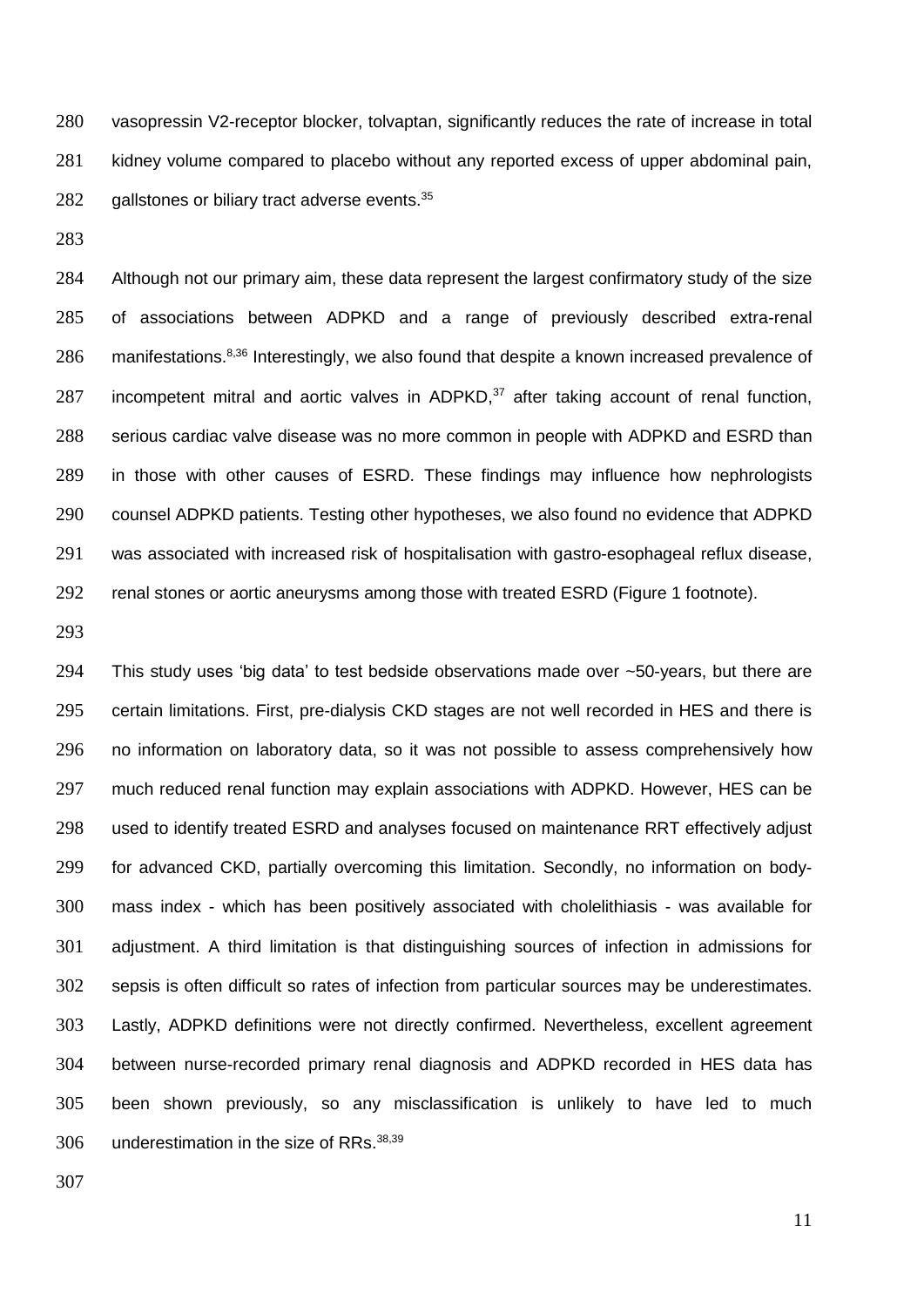vasopressin V2-receptor blocker, tolvaptan, significantly reduces the rate of increase in total kidney volume compared to placebo without any reported excess of upper abdominal pain, gallstones or biliary tract adverse events.[35]

Although not our primary aim, these data represent the largest confirmatory study of the size of associations between ADPKD and a range of previously described extra-renal manifestations.[8,36] Interestingly, we also found that despite a known increased prevalence of incompetent mitral and aortic valves in ADPKD,[37] after taking account of renal function, serious cardiac valve disease was no more common in people with ADPKD and ESRD than in those with other causes of ESRD. These findings may influence how nephrologists counsel ADPKD patients. Testing other hypotheses, we also found no evidence that ADPKD was associated with increased risk of hospitalisation with gastro-esophageal reflux disease, renal stones or aortic aneurysms among those with treated ESRD (Figure 1 footnote).

This study uses 'big data' to test bedside observations made over ~50-years, but there are certain limitations. First, pre-dialysis CKD stages are not well recorded in HES and there is no information on laboratory data, so it was not possible to assess comprehensively how much reduced renal function may explain associations with ADPKD. However, HES can be used to identify treated ESRD and analyses focused on maintenance RRT effectively adjust for advanced CKD, partially overcoming this limitation. Secondly, no information on body-mass index - which has been positively associated with cholelithiasis - was available for adjustment. A third limitation is that distinguishing sources of infection in admissions for sepsis is often difficult so rates of infection from particular sources may be underestimates. Lastly, ADPKD definitions were not directly confirmed. Nevertheless, excellent agreement between nurse-recorded primary renal diagnosis and ADPKD recorded in HES data has been shown previously, so any misclassification is unlikely to have led to much underestimation in the size of RRs.[38,39]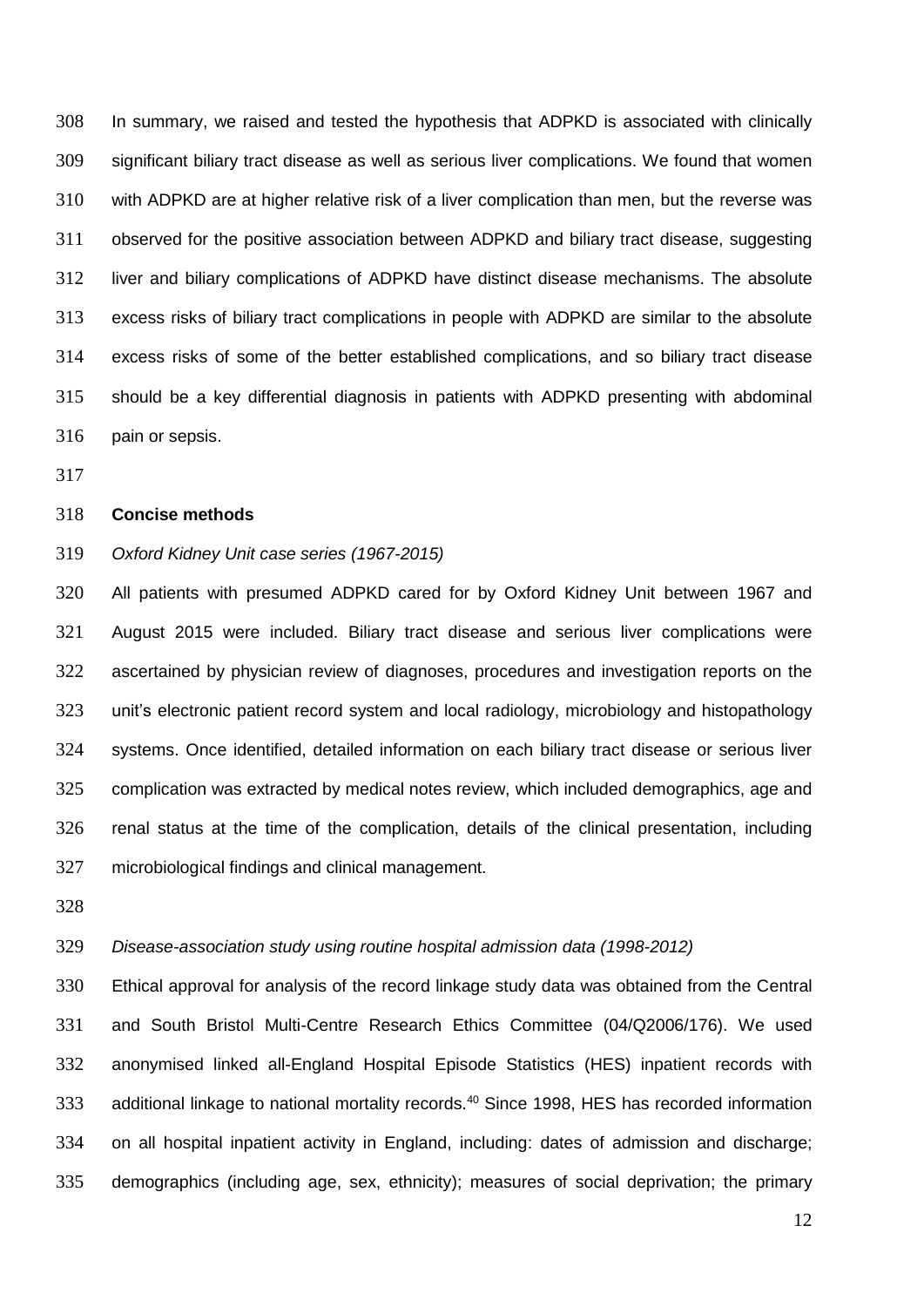In summary, we raised and tested the hypothesis that ADPKD is associated with clinically significant biliary tract disease as well as serious liver complications. We found that women with ADPKD are at higher relative risk of a liver complication than men, but the reverse was observed for the positive association between ADPKD and biliary tract disease, suggesting liver and biliary complications of ADPKD have distinct disease mechanisms. The absolute excess risks of biliary tract complications in people with ADPKD are similar to the absolute excess risks of some of the better established complications, and so biliary tract disease should be a key differential diagnosis in patients with ADPKD presenting with abdominal pain or sepsis.

## Concise methods

*Oxford Kidney Unit case series (1967-2015)*

All patients with presumed ADPKD cared for by Oxford Kidney Unit between 1967 and August 2015 were included. Biliary tract disease and serious liver complications were ascertained by physician review of diagnoses, procedures and investigation reports on the unit's electronic patient record system and local radiology, microbiology and histopathology systems. Once identified, detailed information on each biliary tract disease or serious liver complication was extracted by medical notes review, which included demographics, age and renal status at the time of the complication, details of the clinical presentation, including microbiological findings and clinical management.

*Disease-association study using routine hospital admission data (1998-2012)*

Ethical approval for analysis of the record linkage study data was obtained from the Central and South Bristol Multi-Centre Research Ethics Committee (04/Q2006/176). We used anonymised linked all-England Hospital Episode Statistics (HES) inpatient records with additional linkage to national mortality records.[40] Since 1998, HES has recorded information on all hospital inpatient activity in England, including: dates of admission and discharge; demographics (including age, sex, ethnicity); measures of social deprivation; the primary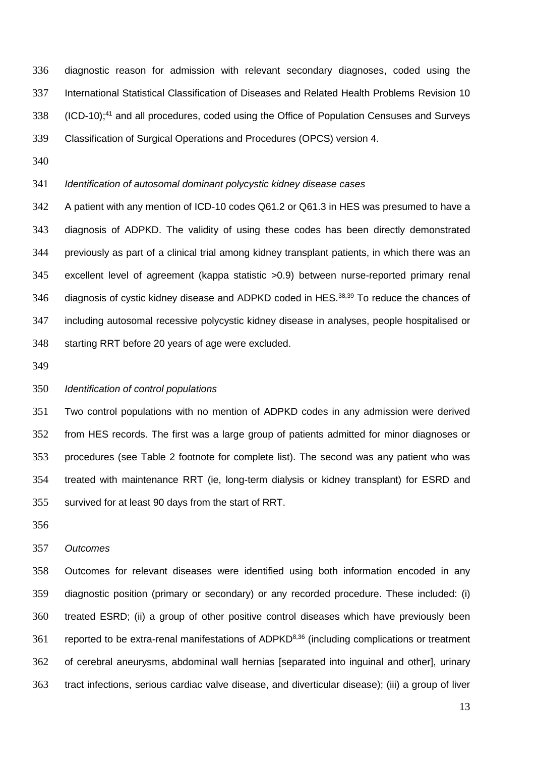diagnostic reason for admission with relevant secondary diagnoses, coded using the International Statistical Classification of Diseases and Related Health Problems Revision 10 (ICD-10);[41] and all procedures, coded using the Office of Population Censuses and Surveys Classification of Surgical Operations and Procedures (OPCS) version 4.

*Identification of autosomal dominant polycystic kidney disease cases*

A patient with any mention of ICD-10 codes Q61.2 or Q61.3 in HES was presumed to have a diagnosis of ADPKD. The validity of using these codes has been directly demonstrated previously as part of a clinical trial among kidney transplant patients, in which there was an excellent level of agreement (kappa statistic >0.9) between nurse-reported primary renal diagnosis of cystic kidney disease and ADPKD coded in HES.[38,39] To reduce the chances of including autosomal recessive polycystic kidney disease in analyses, people hospitalised or starting RRT before 20 years of age were excluded.

*Identification of control populations*

Two control populations with no mention of ADPKD codes in any admission were derived from HES records. The first was a large group of patients admitted for minor diagnoses or procedures (see Table 2 footnote for complete list). The second was any patient who was treated with maintenance RRT (ie, long-term dialysis or kidney transplant) for ESRD and survived for at least 90 days from the start of RRT.

*Outcomes*

Outcomes for relevant diseases were identified using both information encoded in any diagnostic position (primary or secondary) or any recorded procedure. These included: (i) treated ESRD; (ii) a group of other positive control diseases which have previously been reported to be extra-renal manifestations of ADPKD[8,36] (including complications or treatment of cerebral aneurysms, abdominal wall hernias [separated into inguinal and other], urinary tract infections, serious cardiac valve disease, and diverticular disease); (iii) a group of liver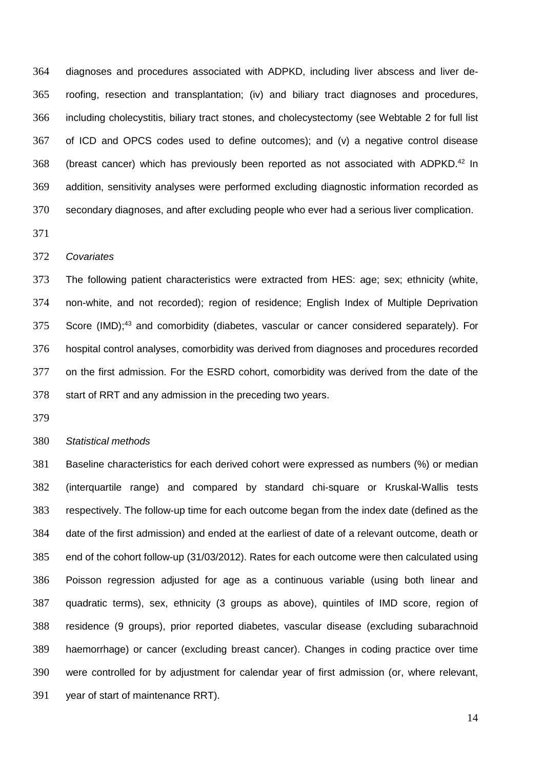diagnoses and procedures associated with ADPKD, including liver abscess and liver de-roofing, resection and transplantation; (iv) and biliary tract diagnoses and procedures, including cholecystitis, biliary tract stones, and cholecystectomy (see Webtable 2 for full list of ICD and OPCS codes used to define outcomes); and (v) a negative control disease (breast cancer) which has previously been reported as not associated with ADPKD.[42] In addition, sensitivity analyses were performed excluding diagnostic information recorded as secondary diagnoses, and after excluding people who ever had a serious liver complication.

*Covariates*

The following patient characteristics were extracted from HES: age; sex; ethnicity (white, non-white, and not recorded); region of residence; English Index of Multiple Deprivation Score (IMD);[43] and comorbidity (diabetes, vascular or cancer considered separately). For hospital control analyses, comorbidity was derived from diagnoses and procedures recorded on the first admission. For the ESRD cohort, comorbidity was derived from the date of the start of RRT and any admission in the preceding two years.

*Statistical methods*

Baseline characteristics for each derived cohort were expressed as numbers (%) or median (interquartile range) and compared by standard chi-square or Kruskal-Wallis tests respectively. The follow-up time for each outcome began from the index date (defined as the date of the first admission) and ended at the earliest of date of a relevant outcome, death or end of the cohort follow-up (31/03/2012). Rates for each outcome were then calculated using Poisson regression adjusted for age as a continuous variable (using both linear and quadratic terms), sex, ethnicity (3 groups as above), quintiles of IMD score, region of residence (9 groups), prior reported diabetes, vascular disease (excluding subarachnoid haemorrhage) or cancer (excluding breast cancer). Changes in coding practice over time were controlled for by adjustment for calendar year of first admission (or, where relevant, year of start of maintenance RRT).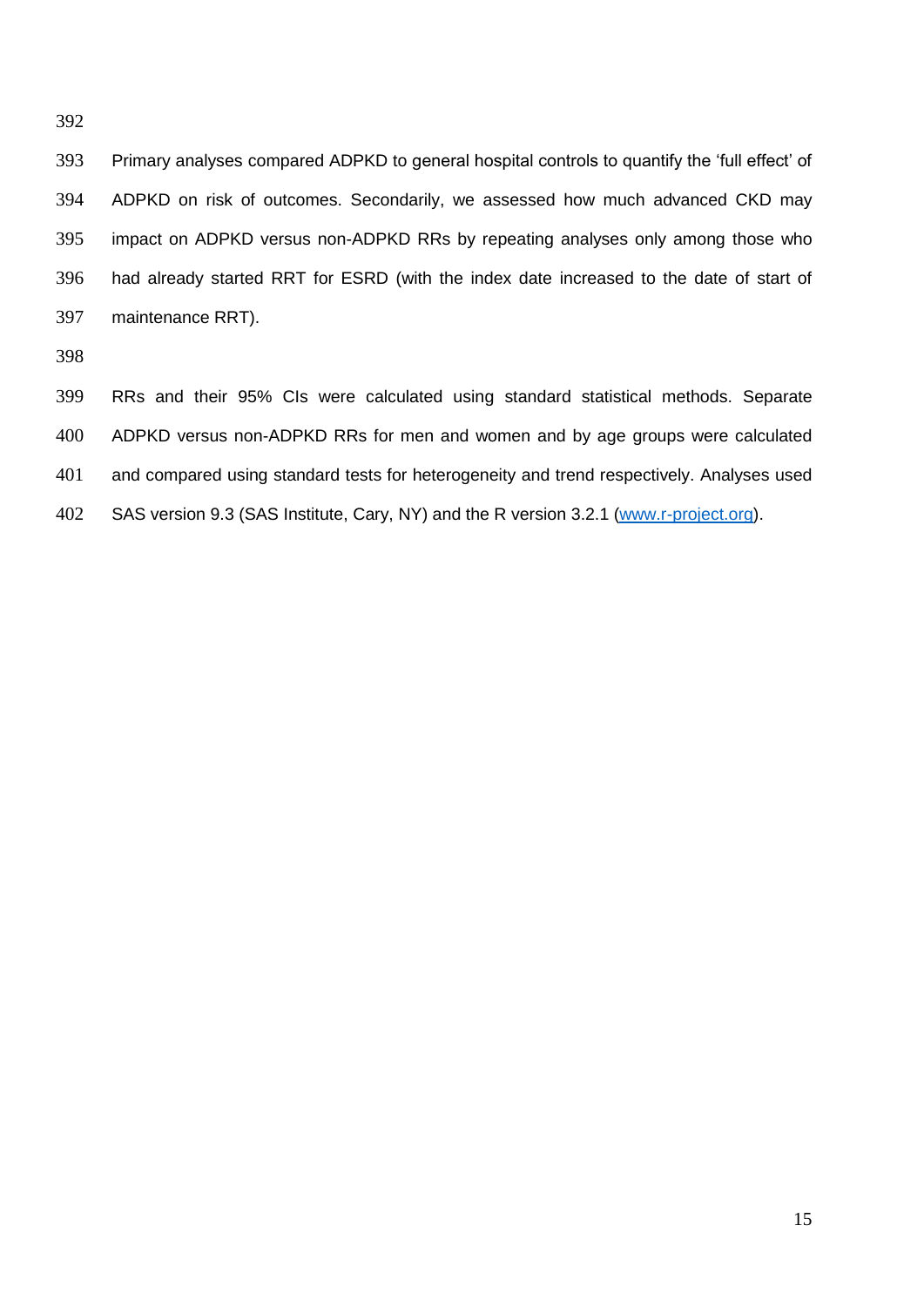Primary analyses compared ADPKD to general hospital controls to quantify the 'full effect' of ADPKD on risk of outcomes. Secondarily, we assessed how much advanced CKD may impact on ADPKD versus non-ADPKD RRs by repeating analyses only among those who had already started RRT for ESRD (with the index date increased to the date of start of maintenance RRT).

RRs and their 95% CIs were calculated using standard statistical methods. Separate ADPKD versus non-ADPKD RRs for men and women and by age groups were calculated and compared using standard tests for heterogeneity and trend respectively. Analyses used SAS version 9.3 (SAS Institute, Cary, NY) and the R version 3.2.1 (www.r-project.org).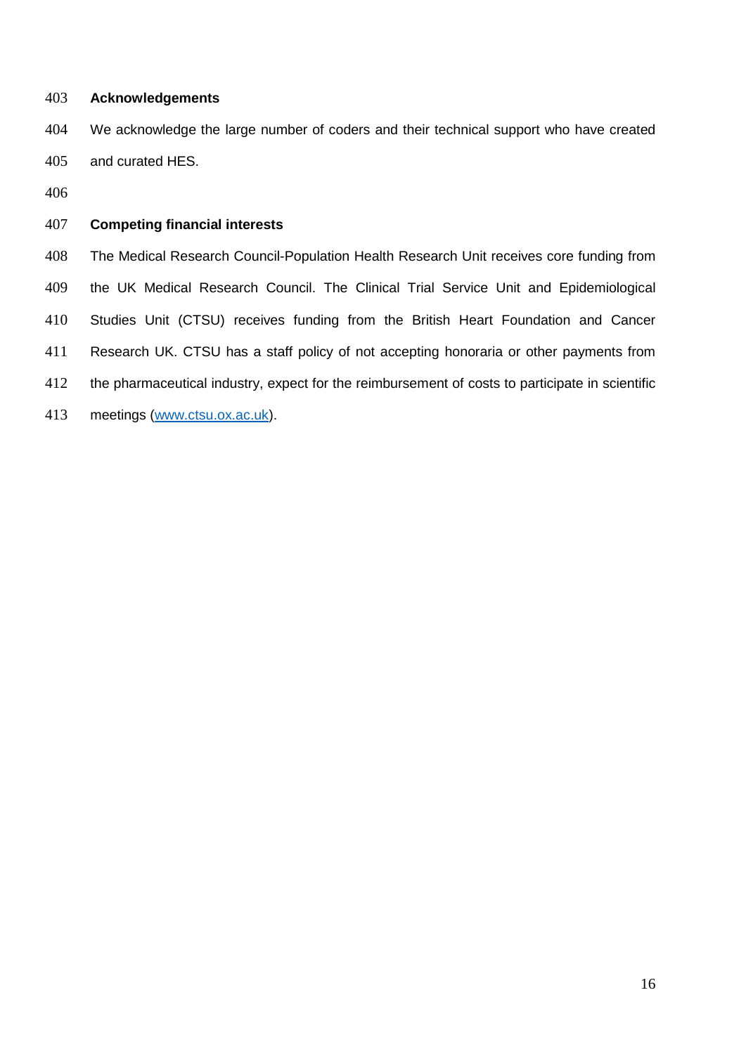## Acknowledgements

We acknowledge the large number of coders and their technical support who have created and curated HES.

## Competing financial interests

The Medical Research Council-Population Health Research Unit receives core funding from the UK Medical Research Council. The Clinical Trial Service Unit and Epidemiological Studies Unit (CTSU) receives funding from the British Heart Foundation and Cancer Research UK. CTSU has a staff policy of not accepting honoraria or other payments from the pharmaceutical industry, expect for the reimbursement of costs to participate in scientific meetings (www.ctsu.ox.ac.uk).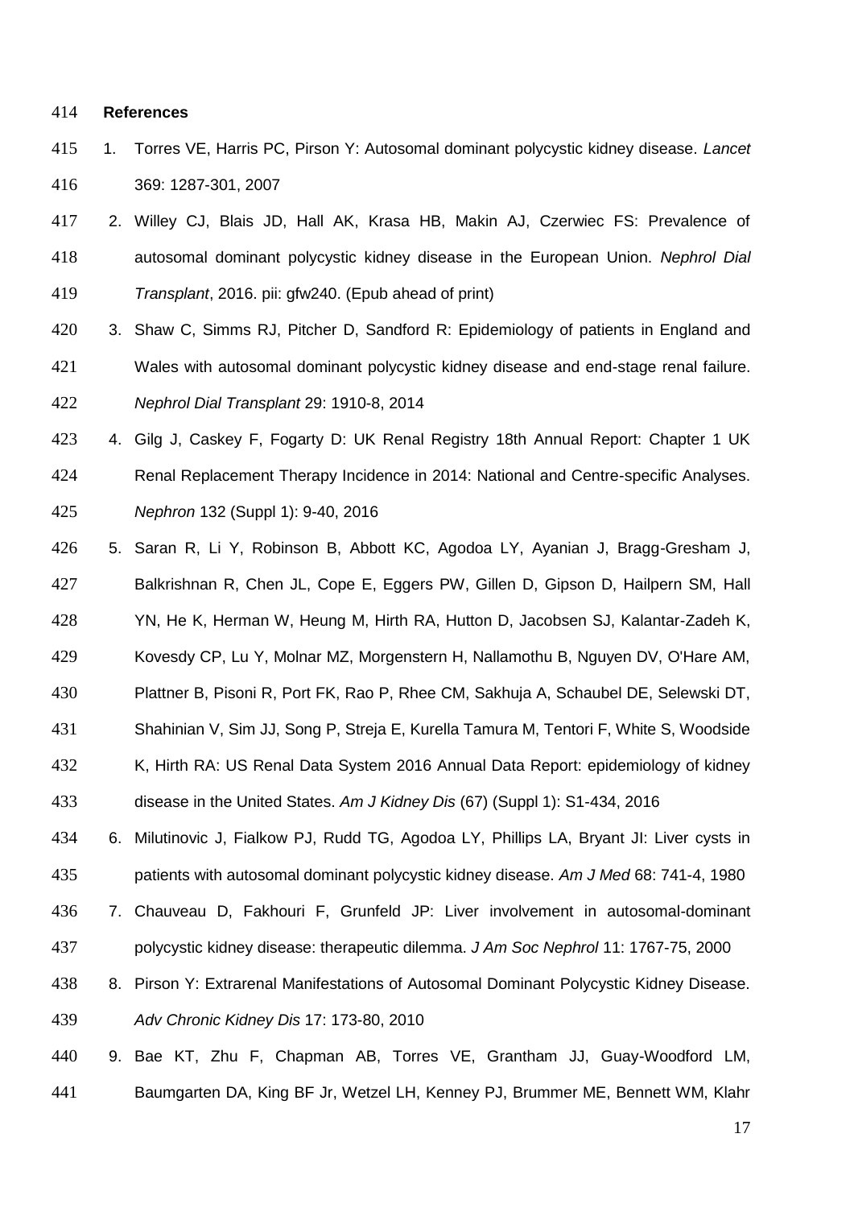**References**

1. Torres VE, Harris PC, Pirson Y: Autosomal dominant polycystic kidney disease. *Lancet* 369: 1287-301, 2007
2. Willey CJ, Blais JD, Hall AK, Krasa HB, Makin AJ, Czerwiec FS: Prevalence of autosomal dominant polycystic kidney disease in the European Union. *Nephrol Dial Transplant*, 2016. pii: gfw240. (Epub ahead of print)
3. Shaw C, Simms RJ, Pitcher D, Sandford R: Epidemiology of patients in England and Wales with autosomal dominant polycystic kidney disease and end-stage renal failure. *Nephrol Dial Transplant* 29: 1910-8, 2014
4. Gilg J, Caskey F, Fogarty D: UK Renal Registry 18th Annual Report: Chapter 1 UK Renal Replacement Therapy Incidence in 2014: National and Centre-specific Analyses. *Nephron* 132 (Suppl 1): 9-40, 2016
5. Saran R, Li Y, Robinson B, Abbott KC, Agodoa LY, Ayanian J, Bragg-Gresham J, Balkrishnan R, Chen JL, Cope E, Eggers PW, Gillen D, Gipson D, Hailpern SM, Hall YN, He K, Herman W, Heung M, Hirth RA, Hutton D, Jacobsen SJ, Kalantar-Zadeh K, Kovesdy CP, Lu Y, Molnar MZ, Morgenstern H, Nallamothu B, Nguyen DV, O'Hare AM, Plattner B, Pisoni R, Port FK, Rao P, Rhee CM, Sakhuja A, Schaubel DE, Selewski DT, Shahinian V, Sim JJ, Song P, Streja E, Kurella Tamura M, Tentori F, White S, Woodside K, Hirth RA: US Renal Data System 2016 Annual Data Report: epidemiology of kidney disease in the United States. *Am J Kidney Dis* (67) (Suppl 1): S1-434, 2016
6. Milutinovic J, Fialkow PJ, Rudd TG, Agodoa LY, Phillips LA, Bryant JI: Liver cysts in patients with autosomal dominant polycystic kidney disease. *Am J Med* 68: 741-4, 1980
7. Chauveau D, Fakhouri F, Grunfeld JP: Liver involvement in autosomal-dominant polycystic kidney disease: therapeutic dilemma. *J Am Soc Nephrol* 11: 1767-75, 2000
8. Pirson Y: Extrarenal Manifestations of Autosomal Dominant Polycystic Kidney Disease. *Adv Chronic Kidney Dis* 17: 173-80, 2010
9. Bae KT, Zhu F, Chapman AB, Torres VE, Grantham JJ, Guay-Woodford LM, Baumgarten DA, King BF Jr, Wetzel LH, Kenney PJ, Brummer ME, Bennett WM, Klahr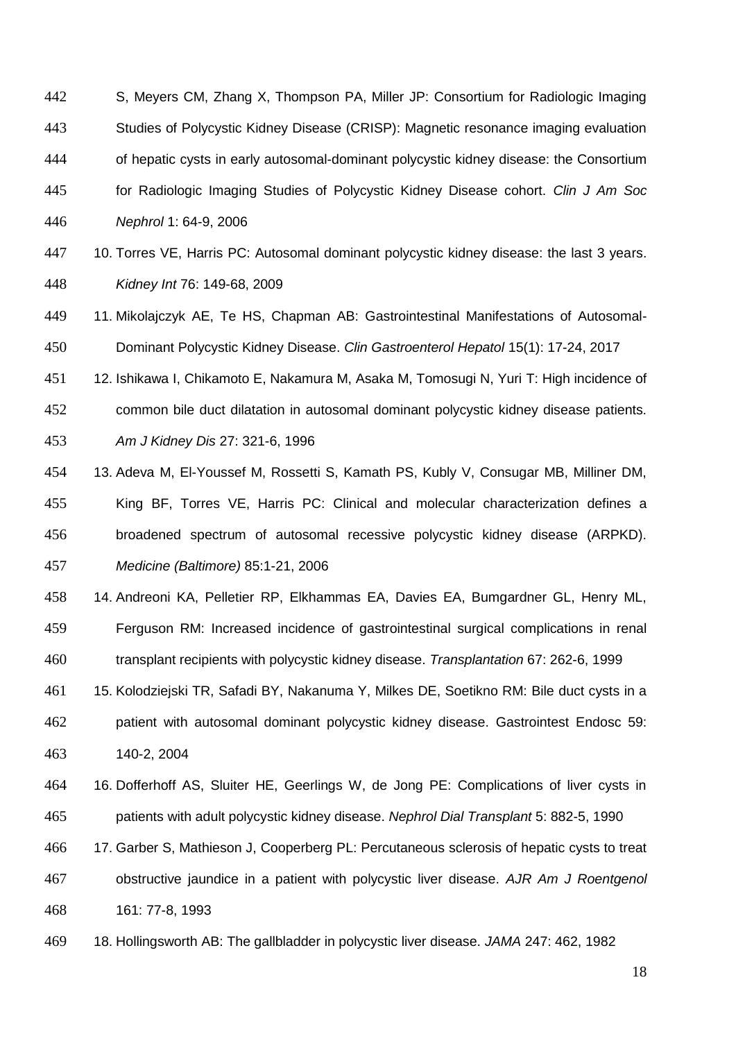S, Meyers CM, Zhang X, Thompson PA, Miller JP: Consortium for Radiologic Imaging Studies of Polycystic Kidney Disease (CRISP): Magnetic resonance imaging evaluation of hepatic cysts in early autosomal-dominant polycystic kidney disease: the Consortium for Radiologic Imaging Studies of Polycystic Kidney Disease cohort. *Clin J Am Soc Nephrol* 1: 64-9, 2006

10. Torres VE, Harris PC: Autosomal dominant polycystic kidney disease: the last 3 years. *Kidney Int* 76: 149-68, 2009
11. Mikolajczyk AE, Te HS, Chapman AB: Gastrointestinal Manifestations of Autosomal-Dominant Polycystic Kidney Disease. *Clin Gastroenterol Hepatol* 15(1): 17-24, 2017
12. Ishikawa I, Chikamoto E, Nakamura M, Asaka M, Tomosugi N, Yuri T: High incidence of common bile duct dilatation in autosomal dominant polycystic kidney disease patients. *Am J Kidney Dis* 27: 321-6, 1996
13. Adeva M, El-Youssef M, Rossetti S, Kamath PS, Kubly V, Consugar MB, Milliner DM, King BF, Torres VE, Harris PC: Clinical and molecular characterization defines a broadened spectrum of autosomal recessive polycystic kidney disease (ARPKD). *Medicine (Baltimore)* 85:1-21, 2006
14. Andreoni KA, Pelletier RP, Elkhammas EA, Davies EA, Bumgardner GL, Henry ML, Ferguson RM: Increased incidence of gastrointestinal surgical complications in renal transplant recipients with polycystic kidney disease. *Transplantation* 67: 262-6, 1999
15. Kolodziejski TR, Safadi BY, Nakanuma Y, Milkes DE, Soetikno RM: Bile duct cysts in a patient with autosomal dominant polycystic kidney disease. Gastrointest Endosc 59: 140-2, 2004
16. Dofferhoff AS, Sluiter HE, Geerlings W, de Jong PE: Complications of liver cysts in patients with adult polycystic kidney disease. *Nephrol Dial Transplant* 5: 882-5, 1990
17. Garber S, Mathieson J, Cooperberg PL: Percutaneous sclerosis of hepatic cysts to treat obstructive jaundice in a patient with polycystic liver disease. *AJR Am J Roentgenol* 161: 77-8, 1993
18. Hollingsworth AB: The gallbladder in polycystic liver disease. *JAMA* 247: 462, 1982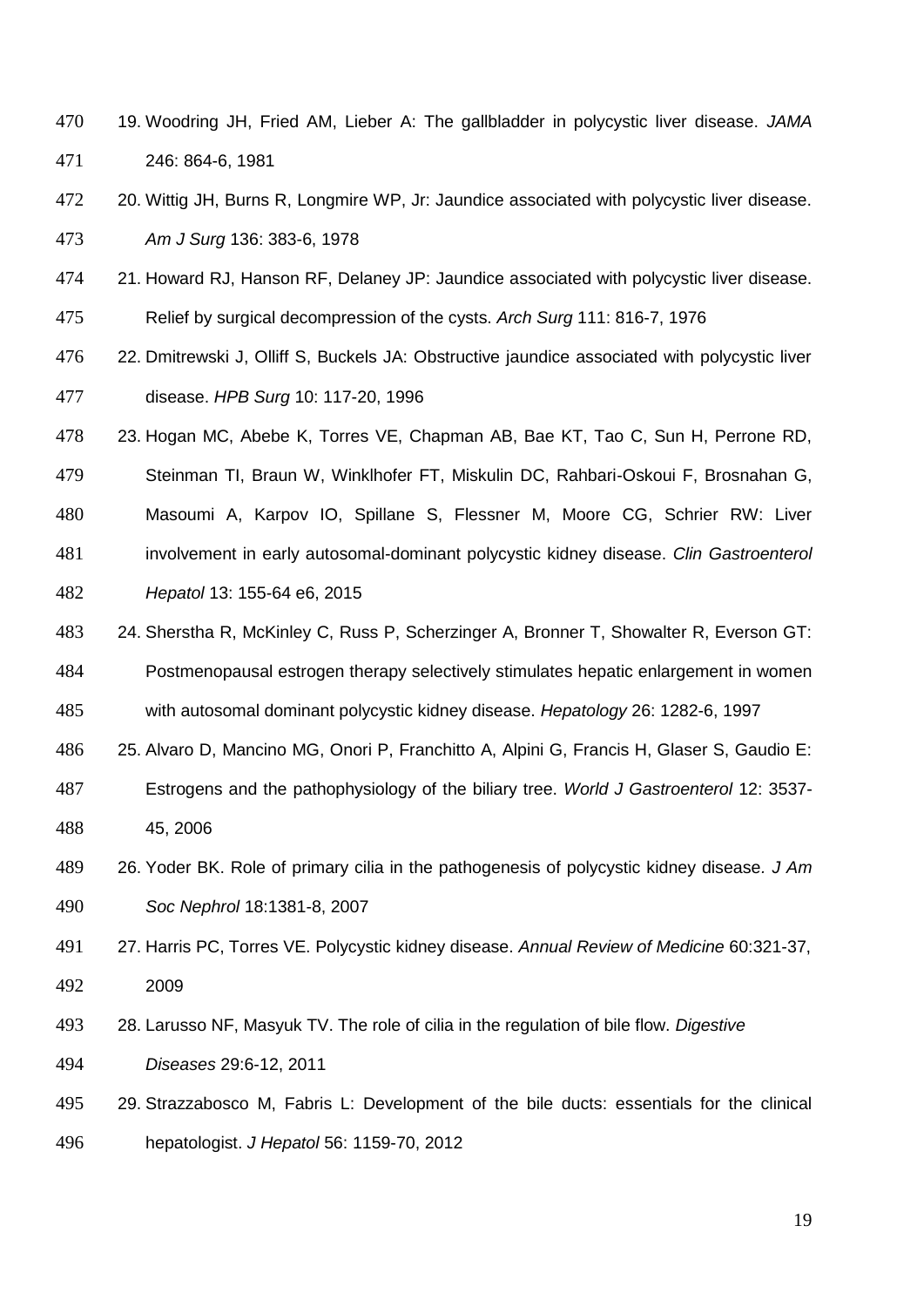19. Woodring JH, Fried AM, Lieber A: The gallbladder in polycystic liver disease. *JAMA* 246: 864-6, 1981
20. Wittig JH, Burns R, Longmire WP, Jr: Jaundice associated with polycystic liver disease. *Am J Surg* 136: 383-6, 1978
21. Howard RJ, Hanson RF, Delaney JP: Jaundice associated with polycystic liver disease. Relief by surgical decompression of the cysts. *Arch Surg* 111: 816-7, 1976
22. Dmitrewski J, Olliff S, Buckels JA: Obstructive jaundice associated with polycystic liver disease. *HPB Surg* 10: 117-20, 1996
23. Hogan MC, Abebe K, Torres VE, Chapman AB, Bae KT, Tao C, Sun H, Perrone RD, Steinman TI, Braun W, Winklhofer FT, Miskulin DC, Rahbari-Oskoui F, Brosnahan G, Masoumi A, Karpov IO, Spillane S, Flessner M, Moore CG, Schrier RW: Liver involvement in early autosomal-dominant polycystic kidney disease. *Clin Gastroenterol Hepatol* 13: 155-64 e6, 2015
24. Sherstha R, McKinley C, Russ P, Scherzinger A, Bronner T, Showalter R, Everson GT: Postmenopausal estrogen therapy selectively stimulates hepatic enlargement in women with autosomal dominant polycystic kidney disease. *Hepatology* 26: 1282-6, 1997
25. Alvaro D, Mancino MG, Onori P, Franchitto A, Alpini G, Francis H, Glaser S, Gaudio E: Estrogens and the pathophysiology of the biliary tree. *World J Gastroenterol* 12: 3537-45, 2006
26. Yoder BK. Role of primary cilia in the pathogenesis of polycystic kidney disease. *J Am Soc Nephrol* 18:1381-8, 2007
27. Harris PC, Torres VE. Polycystic kidney disease. *Annual Review of Medicine* 60:321-37, 2009
28. Larusso NF, Masyuk TV. The role of cilia in the regulation of bile flow. *Digestive Diseases* 29:6-12, 2011
29. Strazzabosco M, Fabris L: Development of the bile ducts: essentials for the clinical hepatologist. *J Hepatol* 56: 1159-70, 2012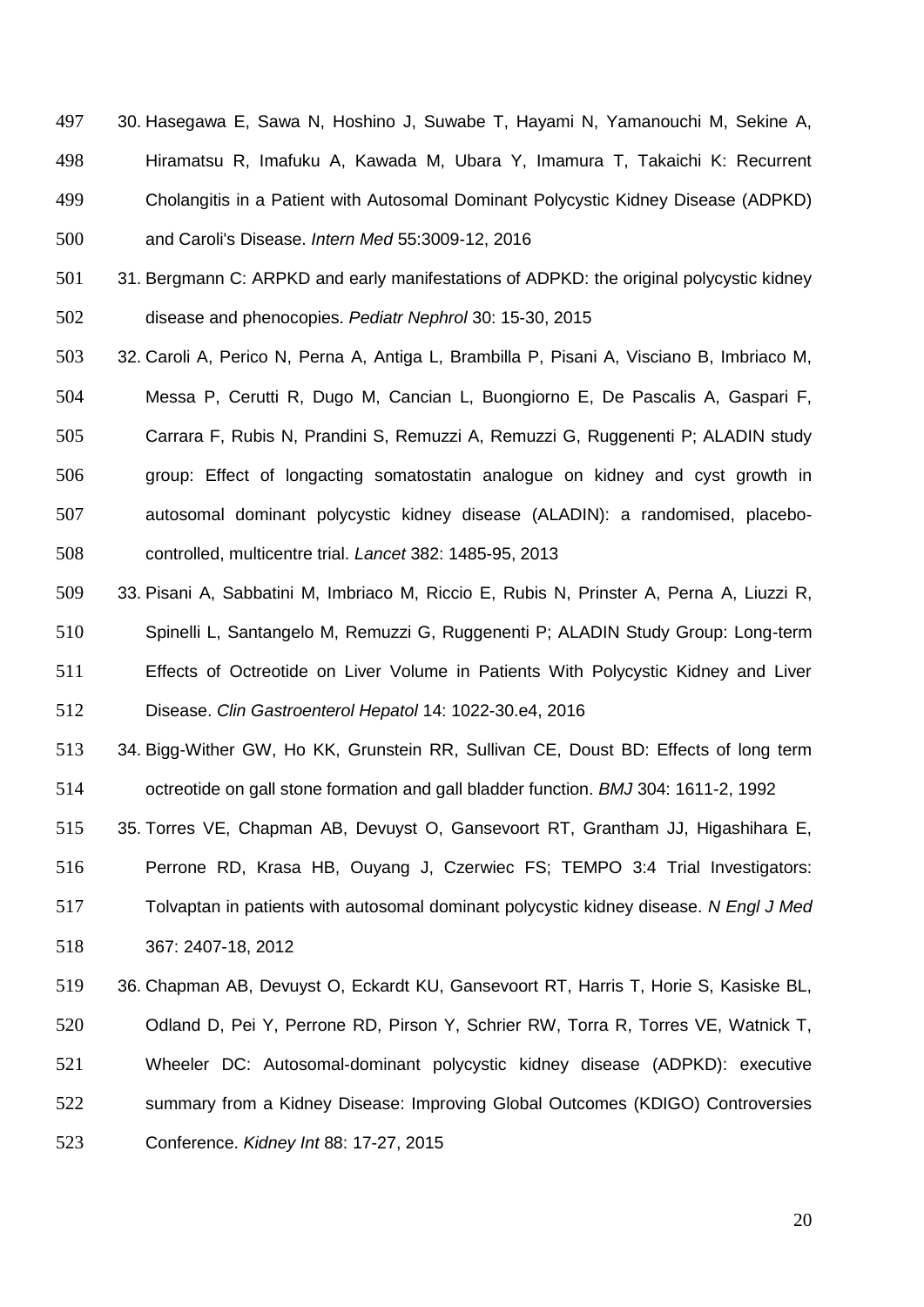30. Hasegawa E, Sawa N, Hoshino J, Suwabe T, Hayami N, Yamanouchi M, Sekine A, Hiramatsu R, Imafuku A, Kawada M, Ubara Y, Imamura T, Takaichi K: Recurrent Cholangitis in a Patient with Autosomal Dominant Polycystic Kidney Disease (ADPKD) and Caroli's Disease. *Intern Med* 55:3009-12, 2016
31. Bergmann C: ARPKD and early manifestations of ADPKD: the original polycystic kidney disease and phenocopies. *Pediatr Nephrol* 30: 15-30, 2015
32. Caroli A, Perico N, Perna A, Antiga L, Brambilla P, Pisani A, Visciano B, Imbriaco M, Messa P, Cerutti R, Dugo M, Cancian L, Buongiorno E, De Pascalis A, Gaspari F, Carrara F, Rubis N, Prandini S, Remuzzi A, Remuzzi G, Ruggenenti P; ALADIN study group: Effect of longacting somatostatin analogue on kidney and cyst growth in autosomal dominant polycystic kidney disease (ALADIN): a randomised, placebo-controlled, multicentre trial. *Lancet* 382: 1485-95, 2013
33. Pisani A, Sabbatini M, Imbriaco M, Riccio E, Rubis N, Prinster A, Perna A, Liuzzi R, Spinelli L, Santangelo M, Remuzzi G, Ruggenenti P; ALADIN Study Group: Long-term Effects of Octreotide on Liver Volume in Patients With Polycystic Kidney and Liver Disease. *Clin Gastroenterol Hepatol* 14: 1022-30.e4, 2016
34. Bigg-Wither GW, Ho KK, Grunstein RR, Sullivan CE, Doust BD: Effects of long term octreotide on gall stone formation and gall bladder function. *BMJ* 304: 1611-2, 1992
35. Torres VE, Chapman AB, Devuyst O, Gansevoort RT, Grantham JJ, Higashihara E, Perrone RD, Krasa HB, Ouyang J, Czerwiec FS; TEMPO 3:4 Trial Investigators: Tolvaptan in patients with autosomal dominant polycystic kidney disease. *N Engl J Med* 367: 2407-18, 2012
36. Chapman AB, Devuyst O, Eckardt KU, Gansevoort RT, Harris T, Horie S, Kasiske BL, Odland D, Pei Y, Perrone RD, Pirson Y, Schrier RW, Torra R, Torres VE, Watnick T, Wheeler DC: Autosomal-dominant polycystic kidney disease (ADPKD): executive summary from a Kidney Disease: Improving Global Outcomes (KDIGO) Controversies Conference. *Kidney Int* 88: 17-27, 2015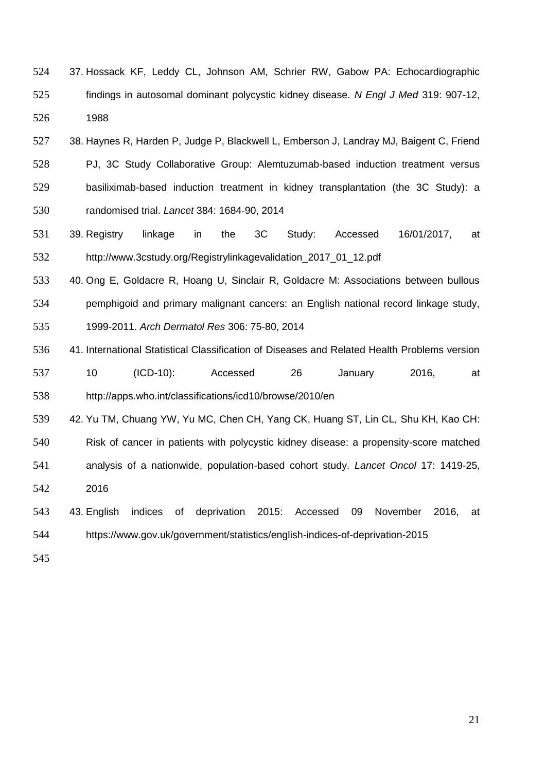37. Hossack KF, Leddy CL, Johnson AM, Schrier RW, Gabow PA: Echocardiographic findings in autosomal dominant polycystic kidney disease. *N Engl J Med* 319: 907-12, 1988
38. Haynes R, Harden P, Judge P, Blackwell L, Emberson J, Landray MJ, Baigent C, Friend PJ, 3C Study Collaborative Group: Alemtuzumab-based induction treatment versus basiliximab-based induction treatment in kidney transplantation (the 3C Study): a randomised trial. *Lancet* 384: 1684-90, 2014
39. Registry linkage in the 3C Study: Accessed 16/01/2017, at http://www.3cstudy.org/Registrylinkagevalidation_2017_01_12.pdf
40. Ong E, Goldacre R, Hoang U, Sinclair R, Goldacre M: Associations between bullous pemphigoid and primary malignant cancers: an English national record linkage study, 1999-2011. *Arch Dermatol Res* 306: 75-80, 2014
41. International Statistical Classification of Diseases and Related Health Problems version 10 (ICD-10): Accessed 26 January 2016, at http://apps.who.int/classifications/icd10/browse/2010/en
42. Yu TM, Chuang YW, Yu MC, Chen CH, Yang CK, Huang ST, Lin CL, Shu KH, Kao CH: Risk of cancer in patients with polycystic kidney disease: a propensity-score matched analysis of a nationwide, population-based cohort study. *Lancet Oncol* 17: 1419-25, 2016
43. English indices of deprivation 2015: Accessed 09 November 2016, at https://www.gov.uk/government/statistics/english-indices-of-deprivation-2015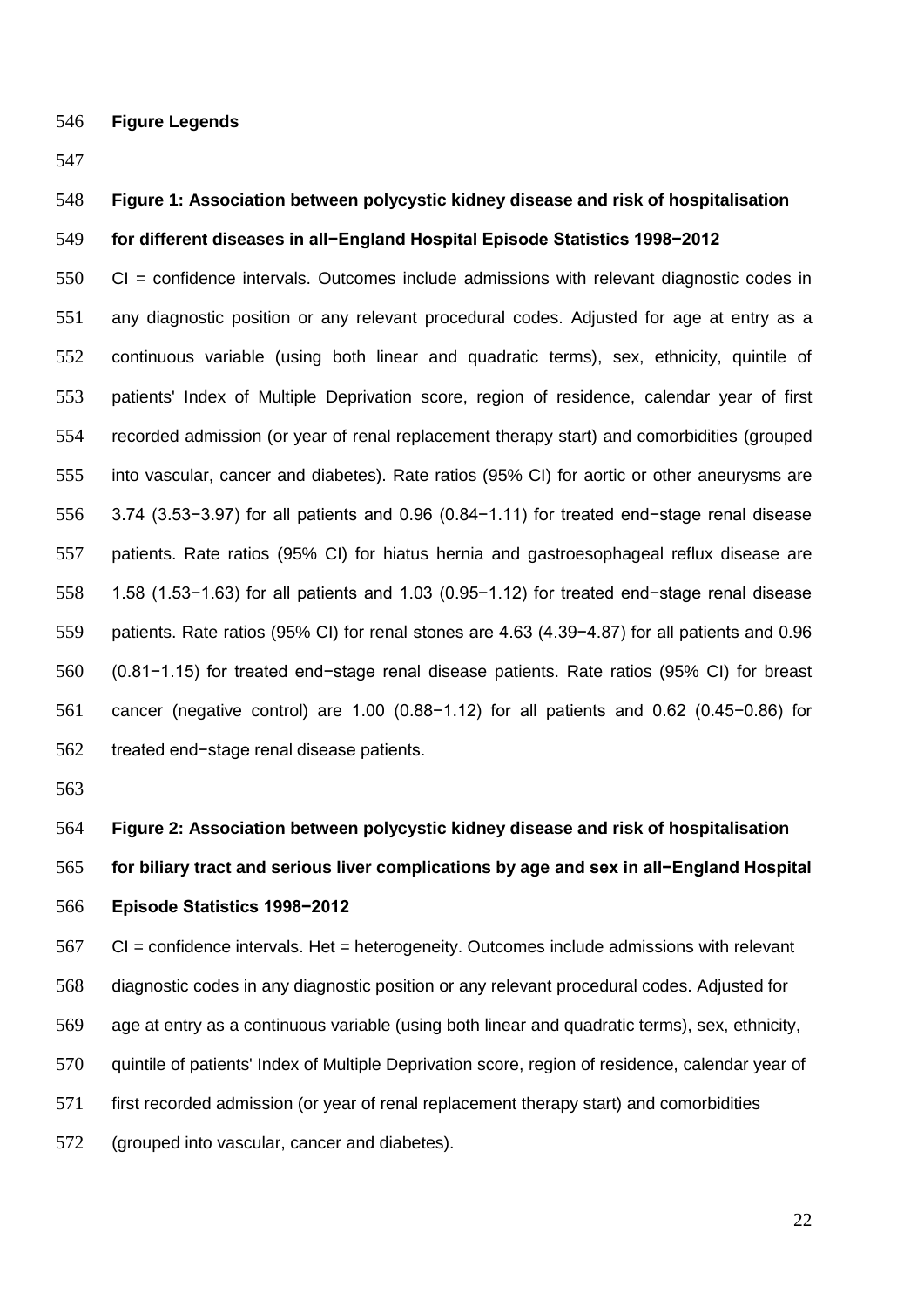## Figure Legends

**Figure 1: Association between polycystic kidney disease and risk of hospitalisation for different diseases in all−England Hospital Episode Statistics 1998−2012**

CI = confidence intervals. Outcomes include admissions with relevant diagnostic codes in any diagnostic position or any relevant procedural codes. Adjusted for age at entry as a continuous variable (using both linear and quadratic terms), sex, ethnicity, quintile of patients' Index of Multiple Deprivation score, region of residence, calendar year of first recorded admission (or year of renal replacement therapy start) and comorbidities (grouped into vascular, cancer and diabetes). Rate ratios (95% CI) for aortic or other aneurysms are 3.74 (3.53−3.97) for all patients and 0.96 (0.84−1.11) for treated end−stage renal disease patients. Rate ratios (95% CI) for hiatus hernia and gastroesophageal reflux disease are 1.58 (1.53−1.63) for all patients and 1.03 (0.95−1.12) for treated end−stage renal disease patients. Rate ratios (95% CI) for renal stones are 4.63 (4.39−4.87) for all patients and 0.96 (0.81−1.15) for treated end−stage renal disease patients. Rate ratios (95% CI) for breast cancer (negative control) are 1.00 (0.88−1.12) for all patients and 0.62 (0.45−0.86) for treated end−stage renal disease patients.

**Figure 2: Association between polycystic kidney disease and risk of hospitalisation for biliary tract and serious liver complications by age and sex in all−England Hospital Episode Statistics 1998−2012**

CI = confidence intervals. Het = heterogeneity. Outcomes include admissions with relevant diagnostic codes in any diagnostic position or any relevant procedural codes. Adjusted for age at entry as a continuous variable (using both linear and quadratic terms), sex, ethnicity, quintile of patients' Index of Multiple Deprivation score, region of residence, calendar year of first recorded admission (or year of renal replacement therapy start) and comorbidities (grouped into vascular, cancer and diabetes).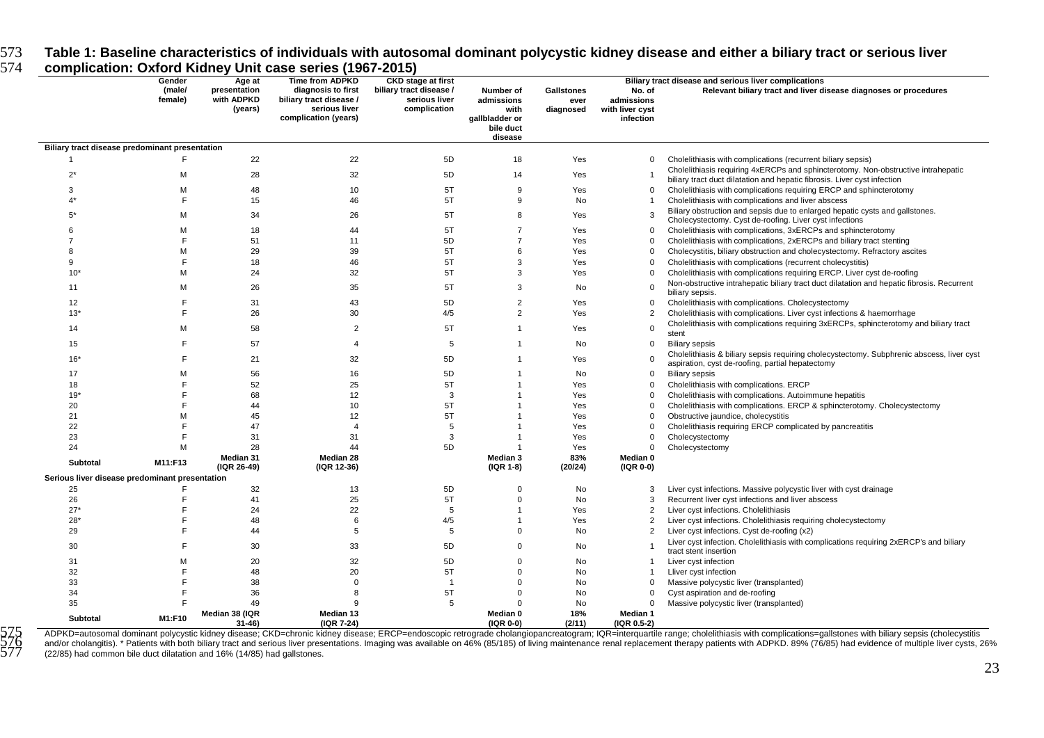**Table 1: Baseline characteristics of individuals with autosomal dominant polycystic kidney disease and either a biliary tract or serious liver complication: Oxford Kidney Unit case series (1967-2015)**

| | Gender (male/ female) | Age at presentation with ADPKD (years) | Time from ADPKD diagnosis to first biliary tract disease / serious liver complication (years) | CKD stage at first biliary tract disease / serious liver complication | Biliary tract disease and serious liver complications | | | |
|---|---|---|---|---|---|---|---|---|
| | | | | | Number of admissions with gallbladder or bile duct disease | Gallstones ever diagnosed | No. of admissions with liver cyst infection | Relevant biliary tract and liver disease diagnoses or procedures |
| **Biliary tract disease predominant presentation** | | | | | | | | |
| 1 | F | 22 | 22 | 5D | 18 | Yes | 0 | Cholelithiasis with complications (recurrent biliary sepsis) |
| 2* | M | 28 | 32 | 5D | 14 | Yes | 1 | Cholelithiasis requiring 4xERCPs and sphincterotomy. Non-obstructive intrahepatic biliary tract duct dilatation and hepatic fibrosis. Liver cyst infection |
| 3 | M | 48 | 10 | 5T | 9 | Yes | 0 | Cholelithiasis with complications requiring ERCP and sphincterotomy |
| 4* | F | 15 | 46 | 5T | 9 | No | 1 | Cholelithiasis with complications and liver abscess |
| 5* | M | 34 | 26 | 5T | 8 | Yes | 3 | Biliary obstruction and sepsis due to enlarged hepatic cysts and gallstones. Cholecystectomy. Cyst de-roofing. Liver cyst infections |
| 6 | M | 18 | 44 | 5T | 7 | Yes | 0 | Cholelithiasis with complications, 3xERCPs and sphincterotomy |
| 7 | F | 51 | 11 | 5D | 7 | Yes | 0 | Cholelithiasis with complications, 2xERCPs and biliary tract stenting |
| 8 | M | 29 | 39 | 5T | 6 | Yes | 0 | Cholecystitis, biliary obstruction and cholecystectomy. Refractory ascites |
| 9 | F | 18 | 46 | 5T | 3 | Yes | 0 | Cholelithiasis with complications (recurrent cholecystitis) |
| 10* | M | 24 | 32 | 5T | 3 | Yes | 0 | Cholelithiasis with complications requiring ERCP. Liver cyst de-roofing |
| 11 | M | 26 | 35 | 5T | 3 | No | 0 | Non-obstructive intrahepatic biliary tract duct dilatation and hepatic fibrosis. Recurrent biliary sepsis. |
| 12 | F | 31 | 43 | 5D | 2 | Yes | 0 | Cholelithiasis with complications. Cholecystectomy |
| 13* | F | 26 | 30 | 4/5 | 2 | Yes | 2 | Cholelithiasis with complications. Liver cyst infections & haemorrhage |
| 14 | M | 58 | 2 | 5T | 1 | Yes | 0 | Cholelithiasis with complications requiring 3xERCPs, sphincterotomy and biliary tract stent |
| 15 | F | 57 | 4 | 5 | 1 | No | 0 | Biliary sepsis |
| 16* | F | 21 | 32 | 5D | 1 | Yes | 0 | Cholelithiasis & biliary sepsis requiring cholecystectomy. Subphrenic abscess, liver cyst aspiration, cyst de-roofing, partial hepatectomy |
| 17 | M | 56 | 16 | 5D | 1 | No | 0 | Biliary sepsis |
| 18 | F | 52 | 25 | 5T | 1 | Yes | 0 | Cholelithiasis with complications. ERCP |
| 19* | F | 68 | 12 | 3 | 1 | Yes | 0 | Cholelithiasis with complications. Autoimmune hepatitis |
| 20 | F | 44 | 10 | 5T | 1 | Yes | 0 | Cholelithiasis with complications. ERCP & sphincterotomy. Cholecystectomy |
| 21 | M | 45 | 12 | 5T | 1 | Yes | 0 | Obstructive jaundice, cholecystitis |
| 22 | F | 47 | 4 | 5 | 1 | Yes | 0 | Cholelithiasis requiring ERCP complicated by pancreatitis |
| 23 | F | 31 | 31 | 3 | 1 | Yes | 0 | Cholecystectomy |
| 24 | M | 28 | 44 | 5D | 1 | Yes | 0 | Cholecystectomy |
| **Subtotal** | **M11:F13** | **Median 31 (IQR 26-49)** | **Median 28 (IQR 12-36)** | | **Median 3 (IQR 1-8)** | **83% (20/24)** | **Median 0 (IQR 0-0)** | |
| **Serious liver disease predominant presentation** | | | | | | | | |
| 25 | F | 32 | 13 | 5D | 0 | No | 3 | Liver cyst infections. Massive polycystic liver with cyst drainage |
| 26 | F | 41 | 25 | 5T | 0 | No | 3 | Recurrent liver cyst infections and liver abscess |
| 27* | F | 24 | 22 | 5 | 1 | Yes | 2 | Liver cyst infections. Cholelithiasis |
| 28* | F | 48 | 6 | 4/5 | 1 | Yes | 2 | Liver cyst infections. Cholelithiasis requiring cholecystectomy |
| 29 | F | 44 | 5 | 5 | 0 | No | 2 | Liver cyst infections. Cyst de-roofing (x2) |
| 30 | F | 30 | 33 | 5D | 0 | No | 1 | Liver cyst infection. Cholelithiasis with complications requiring 2xERCP's and biliary tract stent insertion |
| 31 | M | 20 | 32 | 5D | 0 | No | 1 | Liver cyst infection |
| 32 | F | 48 | 20 | 5T | 0 | No | 1 | Lliver cyst infection |
| 33 | F | 38 | 0 | 1 | 0 | No | 0 | Massive polycystic liver (transplanted) |
| 34 | F | 36 | 8 | 5T | 0 | No | 0 | Cyst aspiration and de-roofing |
| 35 | F | 49 | 9 | 5 | 0 | No | 0 | Massive polycystic liver (transplanted) |
| **Subtotal** | **M1:F10** | **Median 38 (IQR 31-46)** | **Median 13 (IQR 7-24)** | | **Median 0 (IQR 0-0)** | **18% (2/11)** | **Median 1 (IQR 0.5-2)** | |

ADPKD=autosomal dominant polycystic kidney disease; CKD=chronic kidney disease; ERCP=endoscopic retrograde cholangiopancreatogram; IQR=interquartile range; cholelithiasis with complications=gallstones with biliary sepsis (cholecystitis and/or cholangitis). * Patients with both biliary tract and serious liver presentations. Imaging was available on 46% (85/185) of living maintenance renal replacement therapy patients with ADPKD. 89% (76/85) had evidence of multiple liver cysts, 26% (22/85) had common bile duct dilatation and 16% (14/85) had gallstones.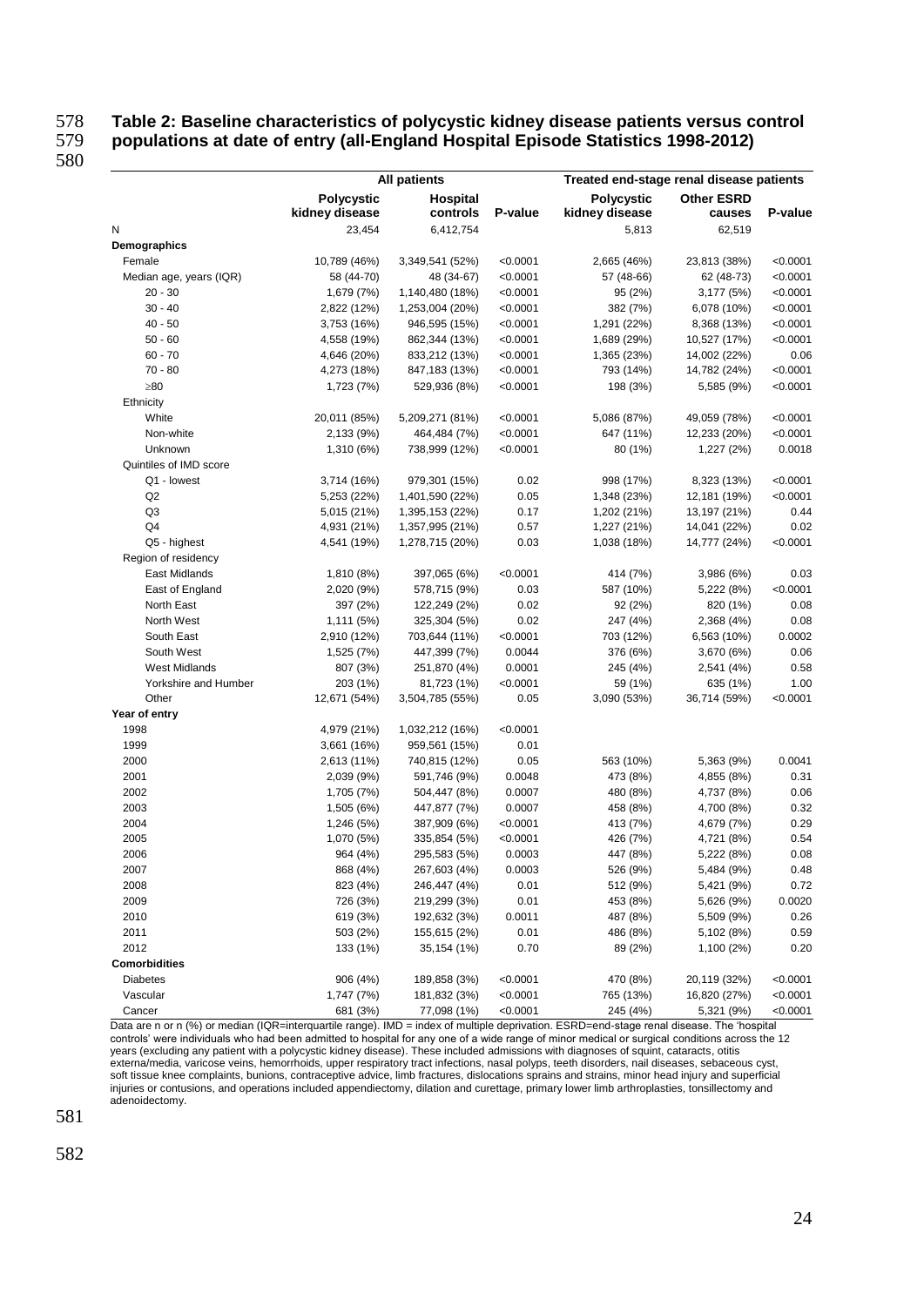**Table 2: Baseline characteristics of polycystic kidney disease patients versus control populations at date of entry (all-England Hospital Episode Statistics 1998-2012)**

| | All patients | | | Treated end-stage renal disease patients | | |
|---|---|---|---|---|---|---|
| | Polycystic kidney disease | Hospital controls | P-value | Polycystic kidney disease | Other ESRD causes | P-value |
| N | 23,454 | 6,412,754 | | 5,813 | 62,519 | |
| **Demographics** | | | | | | |
| Female | 10,789 (46%) | 3,349,541 (52%) | <0.0001 | 2,665 (46%) | 23,813 (38%) | <0.0001 |
| Median age, years (IQR) | 58 (44-70) | 48 (34-67) | <0.0001 | 57 (48-66) | 62 (48-73) | <0.0001 |
| 20 - 30 | 1,679 (7%) | 1,140,480 (18%) | <0.0001 | 95 (2%) | 3,177 (5%) | <0.0001 |
| 30 - 40 | 2,822 (12%) | 1,253,004 (20%) | <0.0001 | 382 (7%) | 6,078 (10%) | <0.0001 |
| 40 - 50 | 3,753 (16%) | 946,595 (15%) | <0.0001 | 1,291 (22%) | 8,368 (13%) | <0.0001 |
| 50 - 60 | 4,558 (19%) | 862,344 (13%) | <0.0001 | 1,689 (29%) | 10,527 (17%) | <0.0001 |
| 60 - 70 | 4,646 (20%) | 833,212 (13%) | <0.0001 | 1,365 (23%) | 14,002 (22%) | 0.06 |
| 70 - 80 | 4,273 (18%) | 847,183 (13%) | <0.0001 | 793 (14%) | 14,782 (24%) | <0.0001 |
| ≥80 | 1,723 (7%) | 529,936 (8%) | <0.0001 | 198 (3%) | 5,585 (9%) | <0.0001 |
| Ethnicity | | | | | | |
| White | 20,011 (85%) | 5,209,271 (81%) | <0.0001 | 5,086 (87%) | 49,059 (78%) | <0.0001 |
| Non-white | 2,133 (9%) | 464,484 (7%) | <0.0001 | 647 (11%) | 12,233 (20%) | <0.0001 |
| Unknown | 1,310 (6%) | 738,999 (12%) | <0.0001 | 80 (1%) | 1,227 (2%) | 0.0018 |
| Quintiles of IMD score | | | | | | |
| Q1 - lowest | 3,714 (16%) | 979,301 (15%) | 0.02 | 998 (17%) | 8,323 (13%) | <0.0001 |
| Q2 | 5,253 (22%) | 1,401,590 (22%) | 0.05 | 1,348 (23%) | 12,181 (19%) | <0.0001 |
| Q3 | 5,015 (21%) | 1,395,153 (22%) | 0.17 | 1,202 (21%) | 13,197 (21%) | 0.44 |
| Q4 | 4,931 (21%) | 1,357,995 (21%) | 0.57 | 1,227 (21%) | 14,041 (22%) | 0.02 |
| Q5 - highest | 4,541 (19%) | 1,278,715 (20%) | 0.03 | 1,038 (18%) | 14,777 (24%) | <0.0001 |
| Region of residency | | | | | | |
| East Midlands | 1,810 (8%) | 397,065 (6%) | <0.0001 | 414 (7%) | 3,986 (6%) | 0.03 |
| East of England | 2,020 (9%) | 578,715 (9%) | 0.03 | 587 (10%) | 5,222 (8%) | <0.0001 |
| North East | 397 (2%) | 122,249 (2%) | 0.02 | 92 (2%) | 820 (1%) | 0.08 |
| North West | 1,111 (5%) | 325,304 (5%) | 0.02 | 247 (4%) | 2,368 (4%) | 0.08 |
| South East | 2,910 (12%) | 703,644 (11%) | <0.0001 | 703 (12%) | 6,563 (10%) | 0.0002 |
| South West | 1,525 (7%) | 447,399 (7%) | 0.0044 | 376 (6%) | 3,670 (6%) | 0.06 |
| West Midlands | 807 (3%) | 251,870 (4%) | 0.0001 | 245 (4%) | 2,541 (4%) | 0.58 |
| Yorkshire and Humber | 203 (1%) | 81,723 (1%) | <0.0001 | 59 (1%) | 635 (1%) | 1.00 |
| Other | 12,671 (54%) | 3,504,785 (55%) | 0.05 | 3,090 (53%) | 36,714 (59%) | <0.0001 |
| **Year of entry** | | | | | | |
| 1998 | 4,979 (21%) | 1,032,212 (16%) | <0.0001 | | | |
| 1999 | 3,661 (16%) | 959,561 (15%) | 0.01 | | | |
| 2000 | 2,613 (11%) | 740,815 (12%) | 0.05 | 563 (10%) | 5,363 (9%) | 0.0041 |
| 2001 | 2,039 (9%) | 591,746 (9%) | 0.0048 | 473 (8%) | 4,855 (8%) | 0.31 |
| 2002 | 1,705 (7%) | 504,447 (8%) | 0.0007 | 480 (8%) | 4,737 (8%) | 0.06 |
| 2003 | 1,505 (6%) | 447,877 (7%) | 0.0007 | 458 (8%) | 4,700 (8%) | 0.32 |
| 2004 | 1,246 (5%) | 387,909 (6%) | <0.0001 | 413 (7%) | 4,679 (7%) | 0.29 |
| 2005 | 1,070 (5%) | 335,854 (5%) | <0.0001 | 426 (7%) | 4,721 (8%) | 0.54 |
| 2006 | 964 (4%) | 295,583 (5%) | 0.0003 | 447 (8%) | 5,222 (8%) | 0.08 |
| 2007 | 868 (4%) | 267,603 (4%) | 0.0003 | 526 (9%) | 5,484 (9%) | 0.48 |
| 2008 | 823 (4%) | 246,447 (4%) | 0.01 | 512 (9%) | 5,421 (9%) | 0.72 |
| 2009 | 726 (3%) | 219,299 (3%) | 0.01 | 453 (8%) | 5,626 (9%) | 0.0020 |
| 2010 | 619 (3%) | 192,632 (3%) | 0.0011 | 487 (8%) | 5,509 (9%) | 0.26 |
| 2011 | 503 (2%) | 155,615 (2%) | 0.01 | 486 (8%) | 5,102 (8%) | 0.59 |
| 2012 | 133 (1%) | 35,154 (1%) | 0.70 | 89 (2%) | 1,100 (2%) | 0.20 |
| **Comorbidities** | | | | | | |
| Diabetes | 906 (4%) | 189,858 (3%) | <0.0001 | 470 (8%) | 20,119 (32%) | <0.0001 |
| Vascular | 1,747 (7%) | 181,832 (3%) | <0.0001 | 765 (13%) | 16,820 (27%) | <0.0001 |
| Cancer | 681 (3%) | 77,098 (1%) | <0.0001 | 245 (4%) | 5,321 (9%) | <0.0001 |

Data are n or n (%) or median (IQR=interquartile range). IMD = index of multiple deprivation. ESRD=end-stage renal disease. The 'hospital controls' were individuals who had been admitted to hospital for any one of a wide range of minor medical or surgical conditions across the 12 years (excluding any patient with a polycystic kidney disease). These included admissions with diagnoses of squint, cataracts, otitis externa/media, varicose veins, hemorrhoids, upper respiratory tract infections, nasal polyps, teeth disorders, nail diseases, sebaceous cyst, soft tissue knee complaints, bunions, contraceptive advice, limb fractures, dislocations sprains and strains, minor head injury and superficial injuries or contusions, and operations included appendicectomy, dilation and curettage, primary lower limb arthroplasties, tonsillectomy and adenoidectomy.